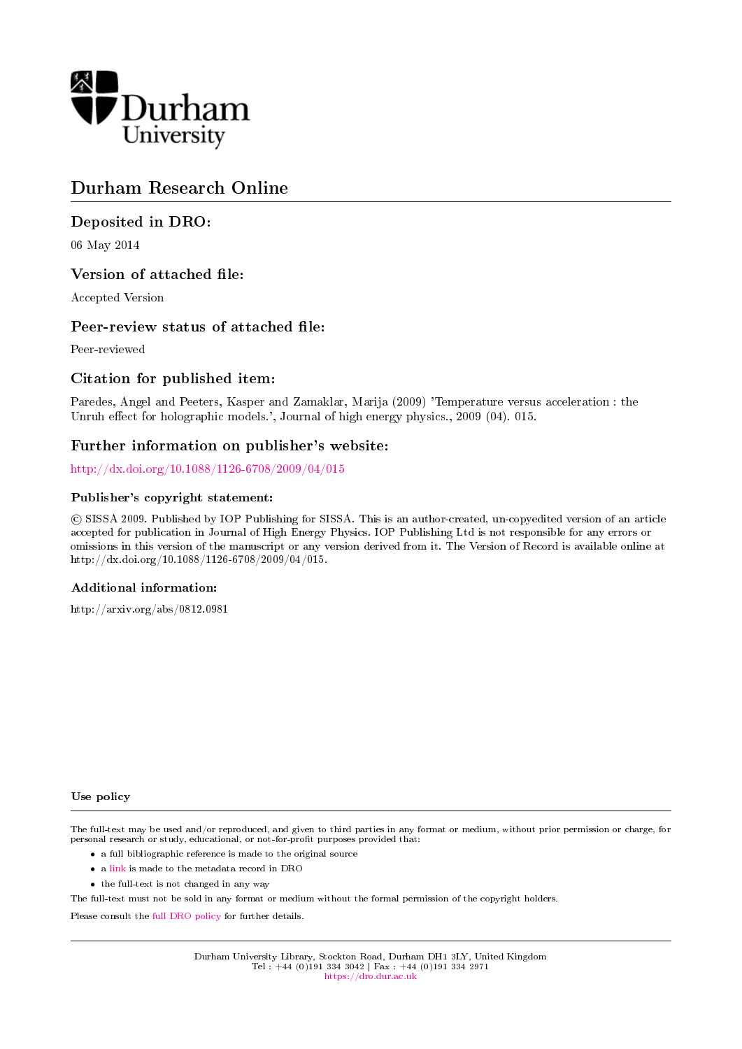Durham University

# Durham Research Online

## Deposited in DRO:

06 May 2014

## Version of attached file:

Accepted Version

## Peer-review status of attached file:

Peer-reviewed

## Citation for published item:

Paredes, Angel and Peeters, Kasper and Zamaklar, Marija (2009) 'Temperature versus acceleration : the Unruh effect for holographic models.', Journal of high energy physics., 2009 (04). 015.

## Further information on publisher's website:

http://dx.doi.org/10.1088/1126-6708/2009/04/015

### Publisher's copyright statement:

© SISSA 2009. Published by IOP Publishing for SISSA. This is an author-created, un-copyedited version of an article accepted for publication in Journal of High Energy Physics. IOP Publishing Ltd is not responsible for any errors or omissions in this version of the manuscript or any version derived from it. The Version of Record is available online at http://dx.doi.org/10.1088/1126-6708/2009/04/015.

### Additional information:

http://arxiv.org/abs/0812.0981

### Use policy

The full-text may be used and/or reproduced, and given to third parties in any format or medium, without prior permission or charge, for personal research or study, educational, or not-for-profit purposes provided that:

- a full bibliographic reference is made to the original source
- a link is made to the metadata record in DRO
- the full-text is not changed in any way

The full-text must not be sold in any format or medium without the formal permission of the copyright holders.

Please consult the full DRO policy for further details.

Durham University Library, Stockton Road, Durham DH1 3LY, United Kingdom
Tel : +44 (0)191 334 3042 | Fax : +44 (0)191 334 2971
https://dro.dur.ac.uk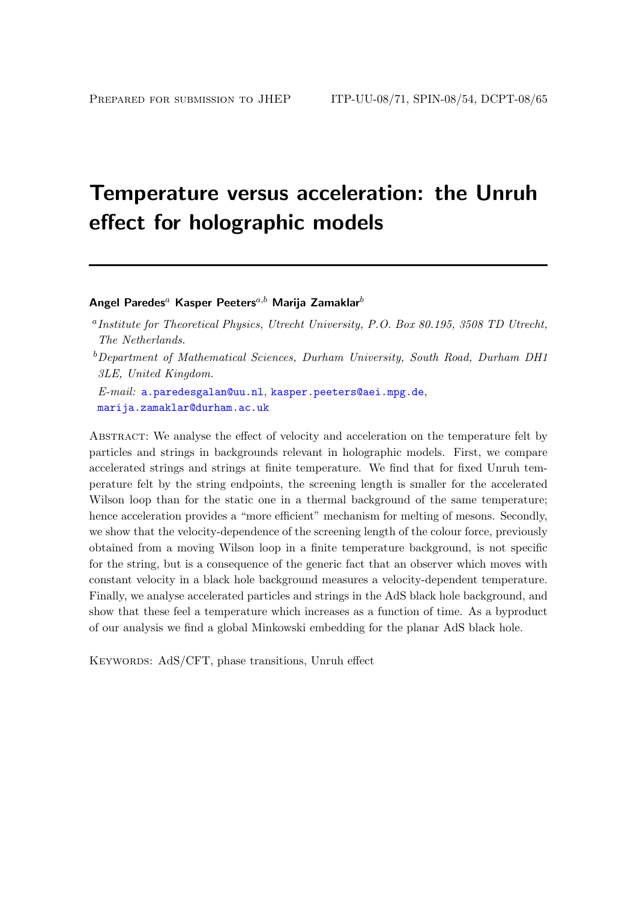Prepared for submission to JHEP ITP-UU-08/71, SPIN-08/54, DCPT-08/65

# Temperature versus acceleration: the Unruh effect for holographic models

**Angel Paredes**[a] **Kasper Peeters**[a,b] **Marija Zamaklar**[b]

[a] *Institute for Theoretical Physics, Utrecht University, P.O. Box 80.195, 3508 TD Utrecht, The Netherlands.*

[b] *Department of Mathematical Sciences, Durham University, South Road, Durham DH1 3LE, United Kingdom.*

*E-mail:* a.paredesgalan@uu.nl, kasper.peeters@aei.mpg.de, marija.zamaklar@durham.ac.uk

Abstract: We analyse the effect of velocity and acceleration on the temperature felt by particles and strings in backgrounds relevant in holographic models. First, we compare accelerated strings and strings at finite temperature. We find that for fixed Unruh temperature felt by the string endpoints, the screening length is smaller for the accelerated Wilson loop than for the static one in a thermal background of the same temperature; hence acceleration provides a "more efficient" mechanism for melting of mesons. Secondly, we show that the velocity-dependence of the screening length of the colour force, previously obtained from a moving Wilson loop in a finite temperature background, is not specific for the string, but is a consequence of the generic fact that an observer which moves with constant velocity in a black hole background measures a velocity-dependent temperature. Finally, we analyse accelerated particles and strings in the AdS black hole background, and show that these feel a temperature which increases as a function of time. As a byproduct of our analysis we find a global Minkowski embedding for the planar AdS black hole.

Keywords: AdS/CFT, phase transitions, Unruh effect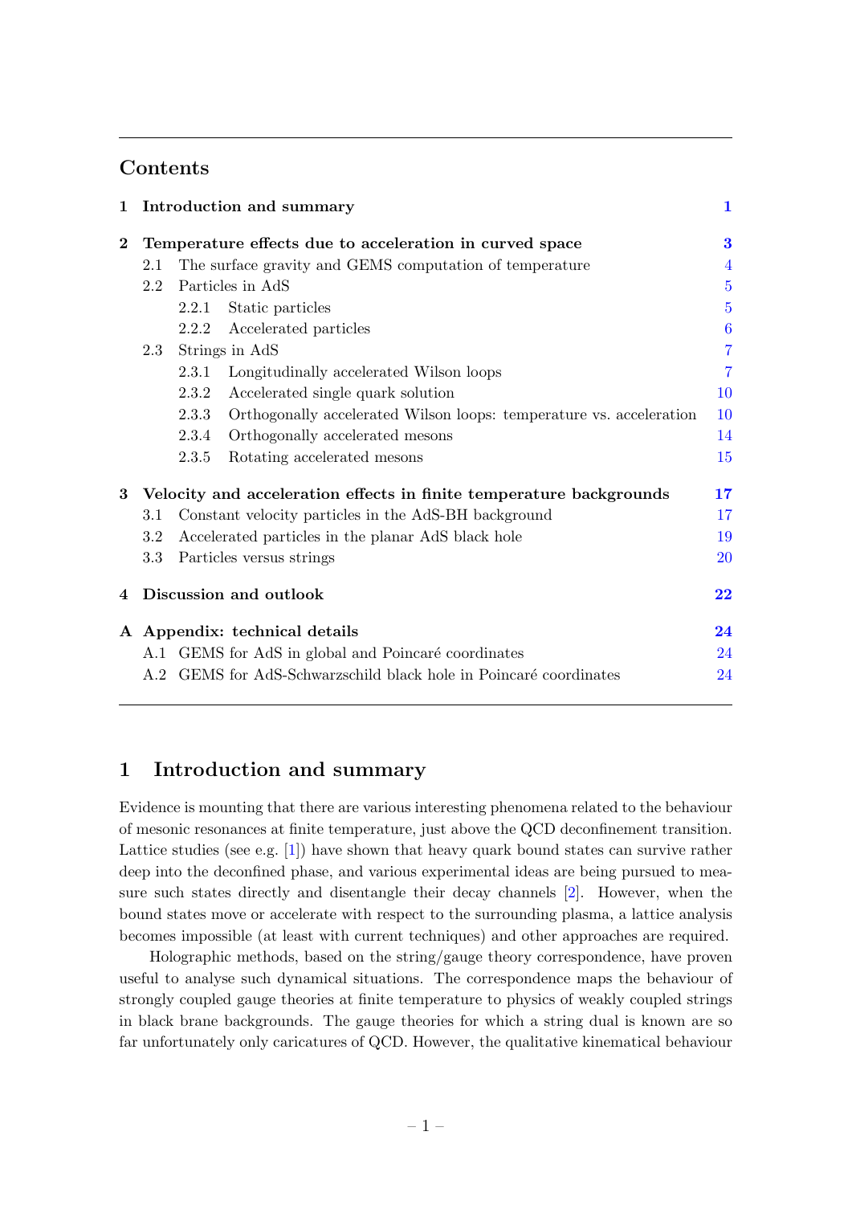## Contents

| | | |
|---|---|---|
| **1** | **Introduction and summary** | **1** |
| **2** | **Temperature effects due to acceleration in curved space** | **3** |
| 2.1 | The surface gravity and GEMS computation of temperature | 4 |
| 2.2 | Particles in AdS | 5 |
| 2.2.1 | Static particles | 5 |
| 2.2.2 | Accelerated particles | 6 |
| 2.3 | Strings in AdS | 7 |
| 2.3.1 | Longitudinally accelerated Wilson loops | 7 |
| 2.3.2 | Accelerated single quark solution | 10 |
| 2.3.3 | Orthogonally accelerated Wilson loops: temperature vs. acceleration | 10 |
| 2.3.4 | Orthogonally accelerated mesons | 14 |
| 2.3.5 | Rotating accelerated mesons | 15 |
| **3** | **Velocity and acceleration effects in finite temperature backgrounds** | **17** |
| 3.1 | Constant velocity particles in the AdS-BH background | 17 |
| 3.2 | Accelerated particles in the planar AdS black hole | 19 |
| 3.3 | Particles versus strings | 20 |
| **4** | **Discussion and outlook** | **22** |
| **A** | **Appendix: technical details** | **24** |
| A.1 | GEMS for AdS in global and Poincaré coordinates | 24 |
| A.2 | GEMS for AdS-Schwarzschild black hole in Poincaré coordinates | 24 |

# 1 Introduction and summary

Evidence is mounting that there are various interesting phenomena related to the behaviour of mesonic resonances at finite temperature, just above the QCD deconfinement transition. Lattice studies (see e.g. [1]) have shown that heavy quark bound states can survive rather deep into the deconfined phase, and various experimental ideas are being pursued to measure such states directly and disentangle their decay channels [2]. However, when the bound states move or accelerate with respect to the surrounding plasma, a lattice analysis becomes impossible (at least with current techniques) and other approaches are required.

Holographic methods, based on the string/gauge theory correspondence, have proven useful to analyse such dynamical situations. The correspondence maps the behaviour of strongly coupled gauge theories at finite temperature to physics of weakly coupled strings in black brane backgrounds. The gauge theories for which a string dual is known are so far unfortunately only caricatures of QCD. However, the qualitative kinematical behaviour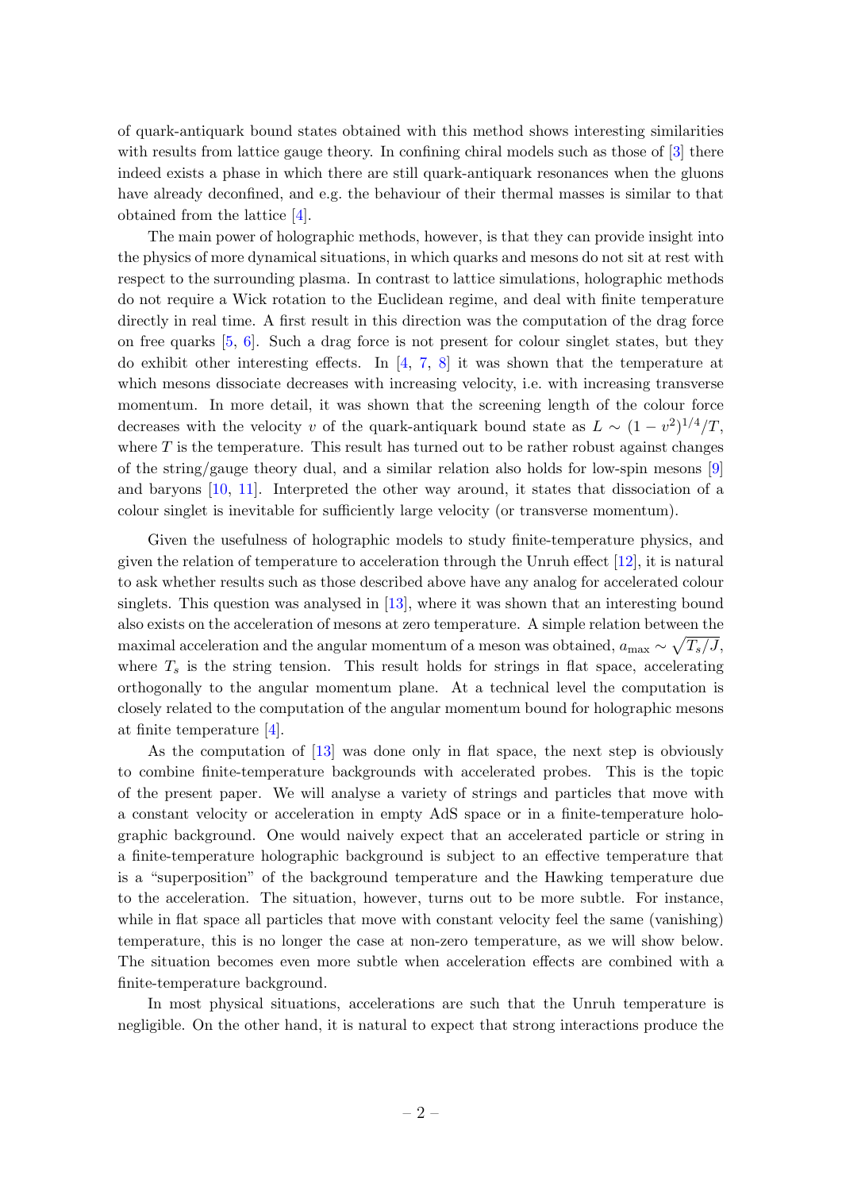of quark-antiquark bound states obtained with this method shows interesting similarities with results from lattice gauge theory. In confining chiral models such as those of [3] there indeed exists a phase in which there are still quark-antiquark resonances when the gluons have already deconfined, and e.g. the behaviour of their thermal masses is similar to that obtained from the lattice [4].

The main power of holographic methods, however, is that they can provide insight into the physics of more dynamical situations, in which quarks and mesons do not sit at rest with respect to the surrounding plasma. In contrast to lattice simulations, holographic methods do not require a Wick rotation to the Euclidean regime, and deal with finite temperature directly in real time. A first result in this direction was the computation of the drag force on free quarks [5, 6]. Such a drag force is not present for colour singlet states, but they do exhibit other interesting effects. In [4, 7, 8] it was shown that the temperature at which mesons dissociate decreases with increasing velocity, i.e. with increasing transverse momentum. In more detail, it was shown that the screening length of the colour force decreases with the velocity $v$ of the quark-antiquark bound state as $L \sim (1-v^2)^{1/4}/T$, where $T$ is the temperature. This result has turned out to be rather robust against changes of the string/gauge theory dual, and a similar relation also holds for low-spin mesons [9] and baryons [10, 11]. Interpreted the other way around, it states that dissociation of a colour singlet is inevitable for sufficiently large velocity (or transverse momentum).

Given the usefulness of holographic models to study finite-temperature physics, and given the relation of temperature to acceleration through the Unruh effect [12], it is natural to ask whether results such as those described above have any analog for accelerated colour singlets. This question was analysed in [13], where it was shown that an interesting bound also exists on the acceleration of mesons at zero temperature. A simple relation between the maximal acceleration and the angular momentum of a meson was obtained, $a_{\text{max}} \sim \sqrt{T_s/J}$, where $T_s$ is the string tension. This result holds for strings in flat space, accelerating orthogonally to the angular momentum plane. At a technical level the computation is closely related to the computation of the angular momentum bound for holographic mesons at finite temperature [4].

As the computation of [13] was done only in flat space, the next step is obviously to combine finite-temperature backgrounds with accelerated probes. This is the topic of the present paper. We will analyse a variety of strings and particles that move with a constant velocity or acceleration in empty AdS space or in a finite-temperature holographic background. One would naively expect that an accelerated particle or string in a finite-temperature holographic background is subject to an effective temperature that is a "superposition" of the background temperature and the Hawking temperature due to the acceleration. The situation, however, turns out to be more subtle. For instance, while in flat space all particles that move with constant velocity feel the same (vanishing) temperature, this is no longer the case at non-zero temperature, as we will show below. The situation becomes even more subtle when acceleration effects are combined with a finite-temperature background.

In most physical situations, accelerations are such that the Unruh temperature is negligible. On the other hand, it is natural to expect that strong interactions produce the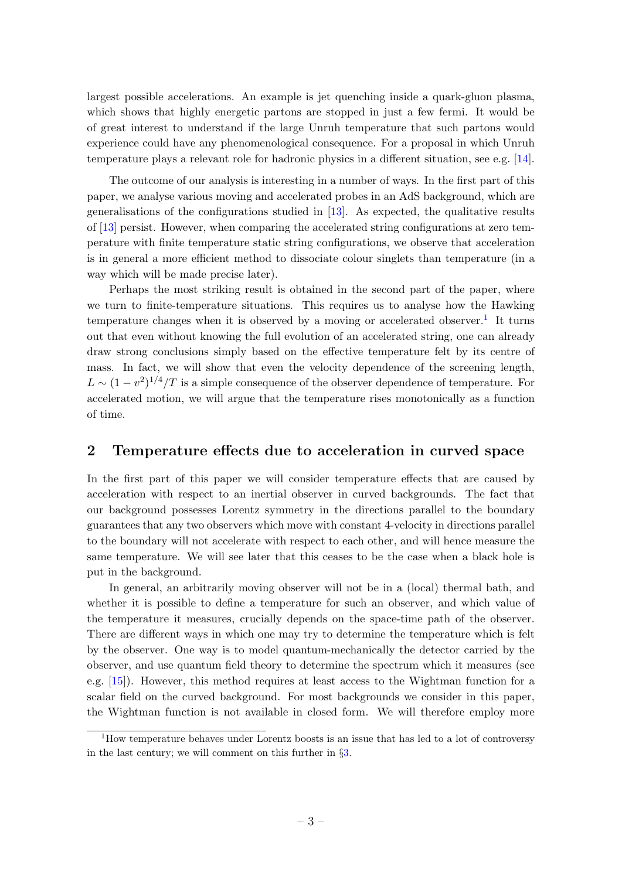largest possible accelerations. An example is jet quenching inside a quark-gluon plasma, which shows that highly energetic partons are stopped in just a few fermi. It would be of great interest to understand if the large Unruh temperature that such partons would experience could have any phenomenological consequence. For a proposal in which Unruh temperature plays a relevant role for hadronic physics in a different situation, see e.g. [14].

The outcome of our analysis is interesting in a number of ways. In the first part of this paper, we analyse various moving and accelerated probes in an AdS background, which are generalisations of the configurations studied in [13]. As expected, the qualitative results of [13] persist. However, when comparing the accelerated string configurations at zero temperature with finite temperature static string configurations, we observe that acceleration is in general a more efficient method to dissociate colour singlets than temperature (in a way which will be made precise later).

Perhaps the most striking result is obtained in the second part of the paper, where we turn to finite-temperature situations. This requires us to analyse how the Hawking temperature changes when it is observed by a moving or accelerated observer.[1] It turns out that even without knowing the full evolution of an accelerated string, one can already draw strong conclusions simply based on the effective temperature felt by its centre of mass. In fact, we will show that even the velocity dependence of the screening length, $L \sim (1-v^2)^{1/4}/T$ is a simple consequence of the observer dependence of temperature. For accelerated motion, we will argue that the temperature rises monotonically as a function of time.

## 2 Temperature effects due to acceleration in curved space

In the first part of this paper we will consider temperature effects that are caused by acceleration with respect to an inertial observer in curved backgrounds. The fact that our background possesses Lorentz symmetry in the directions parallel to the boundary guarantees that any two observers which move with constant 4-velocity in directions parallel to the boundary will not accelerate with respect to each other, and will hence measure the same temperature. We will see later that this ceases to be the case when a black hole is put in the background.

In general, an arbitrarily moving observer will not be in a (local) thermal bath, and whether it is possible to define a temperature for such an observer, and which value of the temperature it measures, crucially depends on the space-time path of the observer. There are different ways in which one may try to determine the temperature which is felt by the observer. One way is to model quantum-mechanically the detector carried by the observer, and use quantum field theory to determine the spectrum which it measures (see e.g. [15]). However, this method requires at least access to the Wightman function for a scalar field on the curved background. For most backgrounds we consider in this paper, the Wightman function is not available in closed form. We will therefore employ more

[1] How temperature behaves under Lorentz boosts is an issue that has led to a lot of controversy in the last century; we will comment on this further in §3.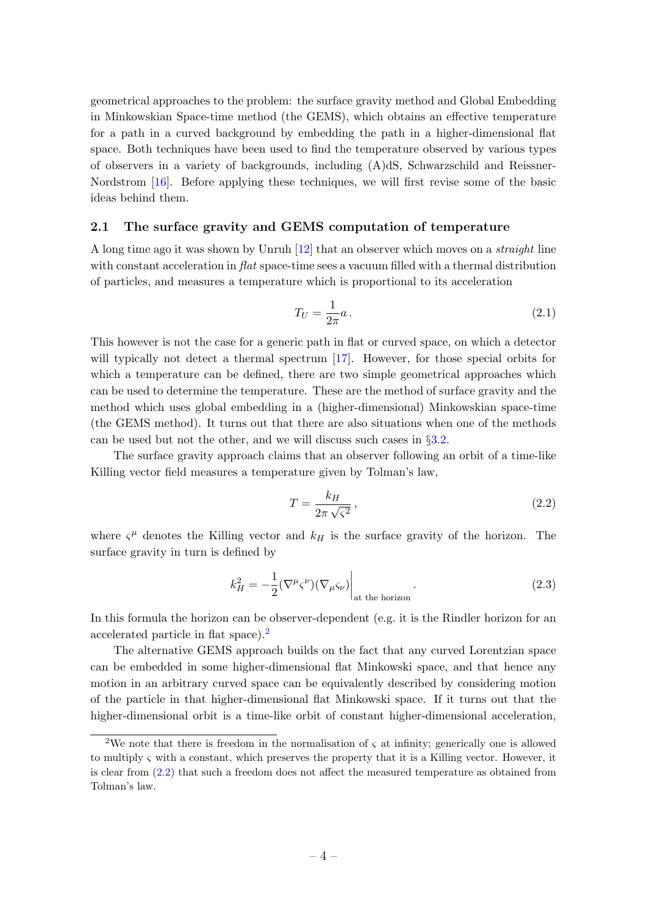geometrical approaches to the problem: the surface gravity method and Global Embedding in Minkowskian Space-time method (the GEMS), which obtains an effective temperature for a path in a curved background by embedding the path in a higher-dimensional flat space. Both techniques have been used to find the temperature observed by various types of observers in a variety of backgrounds, including (A)dS, Schwarzschild and Reissner-Nordstrom [16]. Before applying these techniques, we will first revise some of the basic ideas behind them.

## 2.1 The surface gravity and GEMS computation of temperature

A long time ago it was shown by Unruh [12] that an observer which moves on a *straight* line with constant acceleration in *flat* space-time sees a vacuum filled with a thermal distribution of particles, and measures a temperature which is proportional to its acceleration

$$T_U = \frac{1}{2\pi} a \,. \tag{2.1}$$

This however is not the case for a generic path in flat or curved space, on which a detector will typically not detect a thermal spectrum [17]. However, for those special orbits for which a temperature can be defined, there are two simple geometrical approaches which can be used to determine the temperature. These are the method of surface gravity and the method which uses global embedding in a (higher-dimensional) Minkowskian space-time (the GEMS method). It turns out that there are also situations when one of the methods can be used but not the other, and we will discuss such cases in §3.2.

The surface gravity approach claims that an observer following an orbit of a time-like Killing vector field measures a temperature given by Tolman's law,

$$T = \frac{k_H}{2\pi \sqrt{\varsigma^2}} \,, \tag{2.2}$$

where $\varsigma^\mu$ denotes the Killing vector and $k_H$ is the surface gravity of the horizon. The surface gravity in turn is defined by

$$k_H^2 = -\frac{1}{2} (\nabla^\mu \varsigma^\nu)(\nabla_\mu \varsigma_\nu)\Big|_{\text{at the horizon}} \,. \tag{2.3}$$

In this formula the horizon can be observer-dependent (e.g. it is the Rindler horizon for an accelerated particle in flat space).[2]

The alternative GEMS approach builds on the fact that any curved Lorentzian space can be embedded in some higher-dimensional flat Minkowski space, and that hence any motion in an arbitrary curved space can be equivalently described by considering motion of the particle in that higher-dimensional flat Minkowski space. If it turns out that the higher-dimensional orbit is a time-like orbit of constant higher-dimensional acceleration,

[2] We note that there is freedom in the normalisation of $\varsigma$ at infinity; generically one is allowed to multiply $\varsigma$ with a constant, which preserves the property that it is a Killing vector. However, it is clear from (2.2) that such a freedom does not affect the measured temperature as obtained from Tolman's law.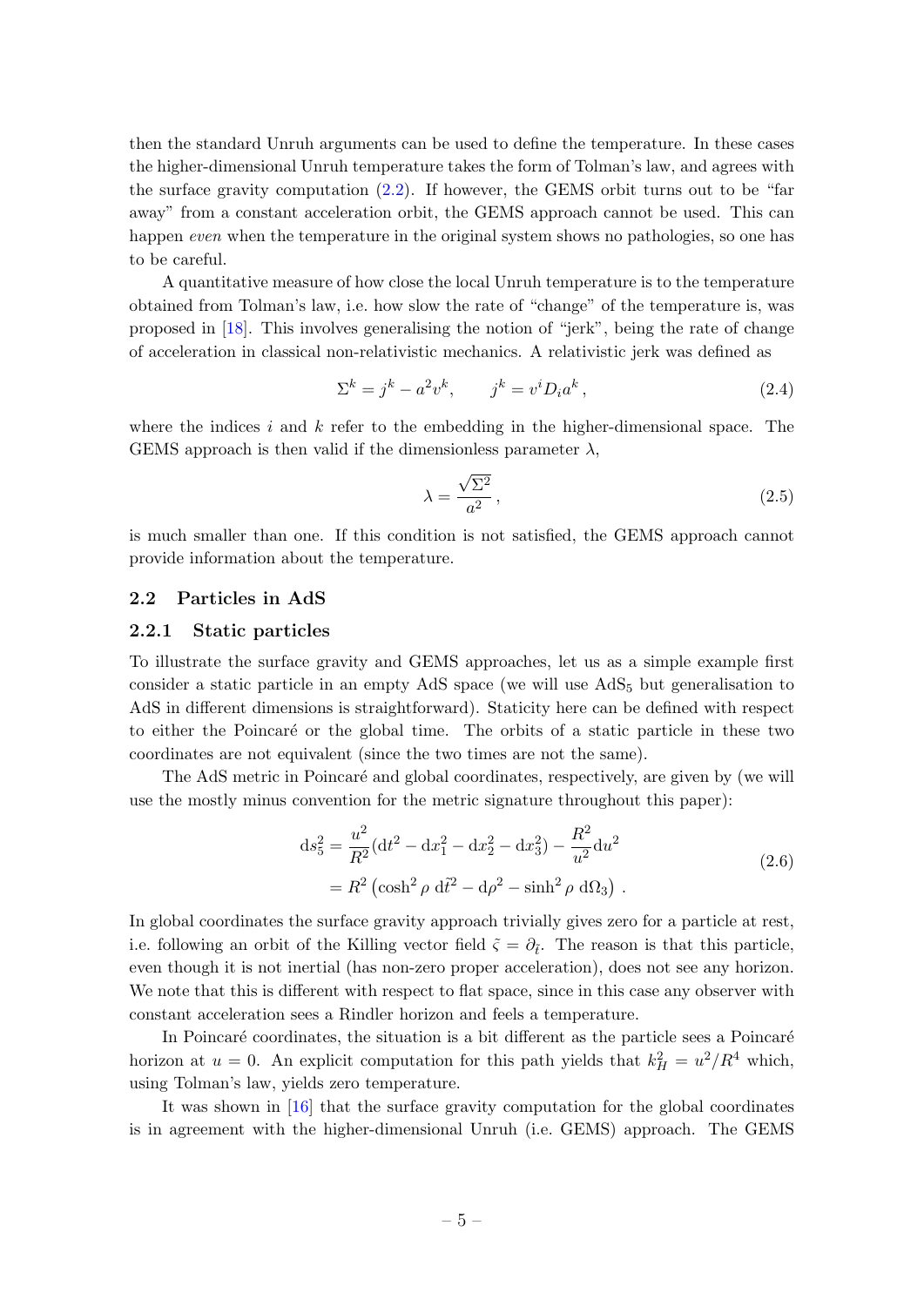then the standard Unruh arguments can be used to define the temperature. In these cases the higher-dimensional Unruh temperature takes the form of Tolman's law, and agrees with the surface gravity computation (2.2). If however, the GEMS orbit turns out to be "far away" from a constant acceleration orbit, the GEMS approach cannot be used. This can happen *even* when the temperature in the original system shows no pathologies, so one has to be careful.

A quantitative measure of how close the local Unruh temperature is to the temperature obtained from Tolman's law, i.e. how slow the rate of "change" of the temperature is, was proposed in [18]. This involves generalising the notion of "jerk", being the rate of change of acceleration in classical non-relativistic mechanics. A relativistic jerk was defined as

$$\Sigma^k = j^k - a^2 v^k, \qquad j^k = v^i D_i a^k \,, \tag{2.4}$$

where the indices $i$ and $k$ refer to the embedding in the higher-dimensional space. The GEMS approach is then valid if the dimensionless parameter $\lambda$,

$$\lambda = \frac{\sqrt{\Sigma^2}}{a^2} \,, \tag{2.5}$$

is much smaller than one. If this condition is not satisfied, the GEMS approach cannot provide information about the temperature.

## 2.2 Particles in AdS

### 2.2.1 Static particles

To illustrate the surface gravity and GEMS approaches, let us as a simple example first consider a static particle in an empty AdS space (we will use $\mathrm{AdS}_5$ but generalisation to AdS in different dimensions is straightforward). Staticity here can be defined with respect to either the Poincaré or the global time. The orbits of a static particle in these two coordinates are not equivalent (since the two times are not the same).

The AdS metric in Poincaré and global coordinates, respectively, are given by (we will use the mostly minus convention for the metric signature throughout this paper):

$$\begin{aligned} \mathrm{d}s_5^2 &= \frac{u^2}{R^2}(\mathrm{d}t^2 - \mathrm{d}x_1^2 - \mathrm{d}x_2^2 - \mathrm{d}x_3^2) - \frac{R^2}{u^2}\mathrm{d}u^2 \\ &= R^2\left(\cosh^2\rho \; \mathrm{d}\tilde{t}^2 - \mathrm{d}\rho^2 - \sinh^2\rho \; \mathrm{d}\Omega_3\right) \,. \end{aligned} \tag{2.6}$$

In global coordinates the surface gravity approach trivially gives zero for a particle at rest, i.e. following an orbit of the Killing vector field $\tilde{\zeta} = \partial_{\tilde{t}}$. The reason is that this particle, even though it is not inertial (has non-zero proper acceleration), does not see any horizon. We note that this is different with respect to flat space, since in this case any observer with constant acceleration sees a Rindler horizon and feels a temperature.

In Poincaré coordinates, the situation is a bit different as the particle sees a Poincaré horizon at $u = 0$. An explicit computation for this path yields that $k_H^2 = u^2/R^4$ which, using Tolman's law, yields zero temperature.

It was shown in [16] that the surface gravity computation for the global coordinates is in agreement with the higher-dimensional Unruh (i.e. GEMS) approach. The GEMS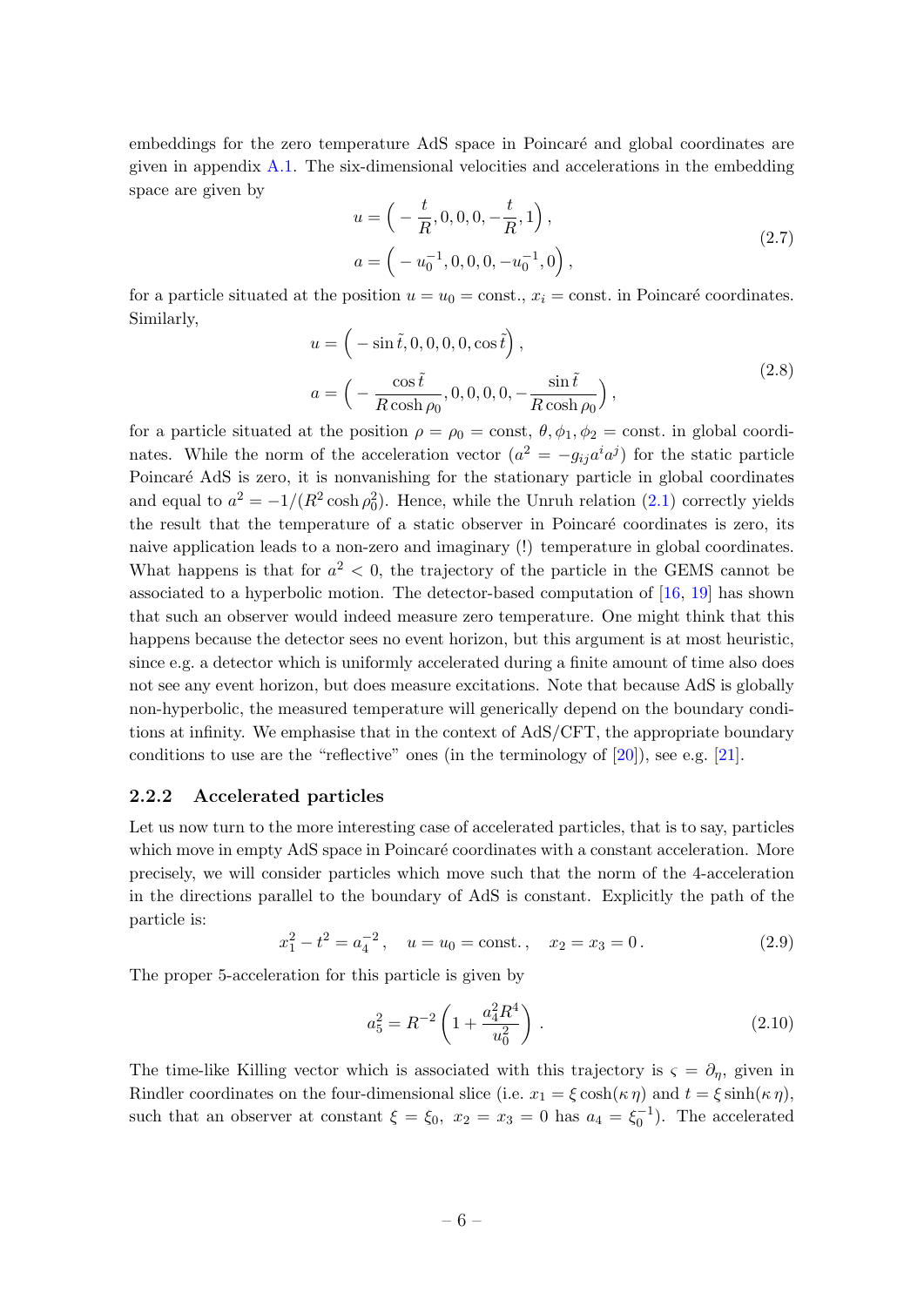embeddings for the zero temperature AdS space in Poincaré and global coordinates are given in appendix A.1. The six-dimensional velocities and accelerations in the embedding space are given by

$$
\begin{aligned}
u &= \Big(-\frac{t}{R}, 0, 0, 0, -\frac{t}{R}, 1\Big)\,, \\
a &= \Big(-u_0^{-1}, 0, 0, 0, -u_0^{-1}, 0\Big)\,,
\end{aligned}
\tag{2.7}
$$

for a particle situated at the position $u = u_0 = \text{const.}$, $x_i = \text{const.}$ in Poincaré coordinates. Similarly,

$$
\begin{aligned}
u &= \Big(-\sin\tilde{t}, 0, 0, 0, 0, \cos\tilde{t}\Big)\,, \\
a &= \Big(-\frac{\cos\tilde{t}}{R\cosh\rho_0}, 0, 0, 0, 0, -\frac{\sin\tilde{t}}{R\cosh\rho_0}\Big)\,,
\end{aligned}
\tag{2.8}
$$

for a particle situated at the position $\rho = \rho_0 = \text{const}$, $\theta, \phi_1, \phi_2 = \text{const.}$ in global coordinates. While the norm of the acceleration vector ($a^2 = -g_{ij}a^i a^j$) for the static particle Poincaré AdS is zero, it is nonvanishing for the stationary particle in global coordinates and equal to $a^2 = -1/(R^2\cosh\rho_0^2)$. Hence, while the Unruh relation (2.1) correctly yields the result that the temperature of a static observer in Poincaré coordinates is zero, its naive application leads to a non-zero and imaginary (!) temperature in global coordinates. What happens is that for $a^2 < 0$, the trajectory of the particle in the GEMS cannot be associated to a hyperbolic motion. The detector-based computation of [16, 19] has shown that such an observer would indeed measure zero temperature. One might think that this happens because the detector sees no event horizon, but this argument is at most heuristic, since e.g. a detector which is uniformly accelerated during a finite amount of time also does not see any event horizon, but does measure excitations. Note that because AdS is globally non-hyperbolic, the measured temperature will generically depend on the boundary conditions at infinity. We emphasise that in the context of AdS/CFT, the appropriate boundary conditions to use are the "reflective" ones (in the terminology of [20]), see e.g. [21].

### 2.2.2 Accelerated particles

Let us now turn to the more interesting case of accelerated particles, that is to say, particles which move in empty AdS space in Poincaré coordinates with a constant acceleration. More precisely, we will consider particles which move such that the norm of the 4-acceleration in the directions parallel to the boundary of AdS is constant. Explicitly the path of the particle is:

$$
x_1^2 - t^2 = a_4^{-2}\,, \quad u = u_0 = \text{const.}\,, \quad x_2 = x_3 = 0\,.
\tag{2.9}
$$

The proper 5-acceleration for this particle is given by

$$
a_5^2 = R^{-2}\left(1 + \frac{a_4^2 R^4}{u_0^2}\right)\,.
\tag{2.10}
$$

The time-like Killing vector which is associated with this trajectory is $\varsigma = \partial_\eta$, given in Rindler coordinates on the four-dimensional slice (i.e. $x_1 = \xi\cosh(\kappa\,\eta)$ and $t = \xi\sinh(\kappa\,\eta)$, such that an observer at constant $\xi = \xi_0$, $x_2 = x_3 = 0$ has $a_4 = \xi_0^{-1}$). The accelerated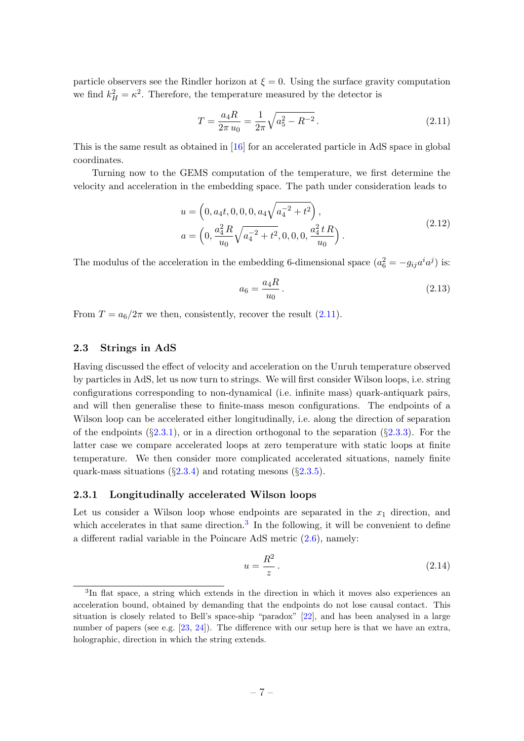particle observers see the Rindler horizon at $\xi = 0$. Using the surface gravity computation we find $k_H^2 = \kappa^2$. Therefore, the temperature measured by the detector is

$$T = \frac{a_4 R}{2\pi\, u_0} = \frac{1}{2\pi}\sqrt{a_5^2 - R^{-2}}\,. \tag{2.11}$$

This is the same result as obtained in [16] for an accelerated particle in AdS space in global coordinates.

Turning now to the GEMS computation of the temperature, we first determine the velocity and acceleration in the embedding space. The path under consideration leads to

$$\begin{aligned} u &= \left(0, a_4 t, 0, 0, 0, a_4\sqrt{a_4^{-2} + t^2}\right), \\ a &= \left(0, \frac{a_4^2\, R}{u_0}\sqrt{a_4^{-2} + t^2}, 0, 0, 0, \frac{a_4^2\, t\, R}{u_0}\right). \end{aligned} \tag{2.12}$$

The modulus of the acceleration in the embedding 6-dimensional space ($a_6^2 = -g_{ij}a^i a^j$) is:

$$a_6 = \frac{a_4 R}{u_0}\,. \tag{2.13}$$

From $T = a_6/2\pi$ we then, consistently, recover the result (2.11).

### 2.3 Strings in AdS

Having discussed the effect of velocity and acceleration on the Unruh temperature observed by particles in AdS, let us now turn to strings. We will first consider Wilson loops, i.e. string configurations corresponding to non-dynamical (i.e. infinite mass) quark-antiquark pairs, and will then generalise these to finite-mass meson configurations. The endpoints of a Wilson loop can be accelerated either longitudinally, i.e. along the direction of separation of the endpoints (§2.3.1), or in a direction orthogonal to the separation (§2.3.3). For the latter case we compare accelerated loops at zero temperature with static loops at finite temperature. We then consider more complicated accelerated situations, namely finite quark-mass situations (§2.3.4) and rotating mesons (§2.3.5).

#### 2.3.1 Longitudinally accelerated Wilson loops

Let us consider a Wilson loop whose endpoints are separated in the $x_1$ direction, and which accelerates in that same direction.[3] In the following, it will be convenient to define a different radial variable in the Poincare AdS metric (2.6), namely:

$$u = \frac{R^2}{z}\,. \tag{2.14}$$

[3] In flat space, a string which extends in the direction in which it moves also experiences an acceleration bound, obtained by demanding that the endpoints do not lose causal contact. This situation is closely related to Bell's space-ship "paradox" [22], and has been analysed in a large number of papers (see e.g. [23, 24]). The difference with our setup here is that we have an extra, holographic, direction in which the string extends.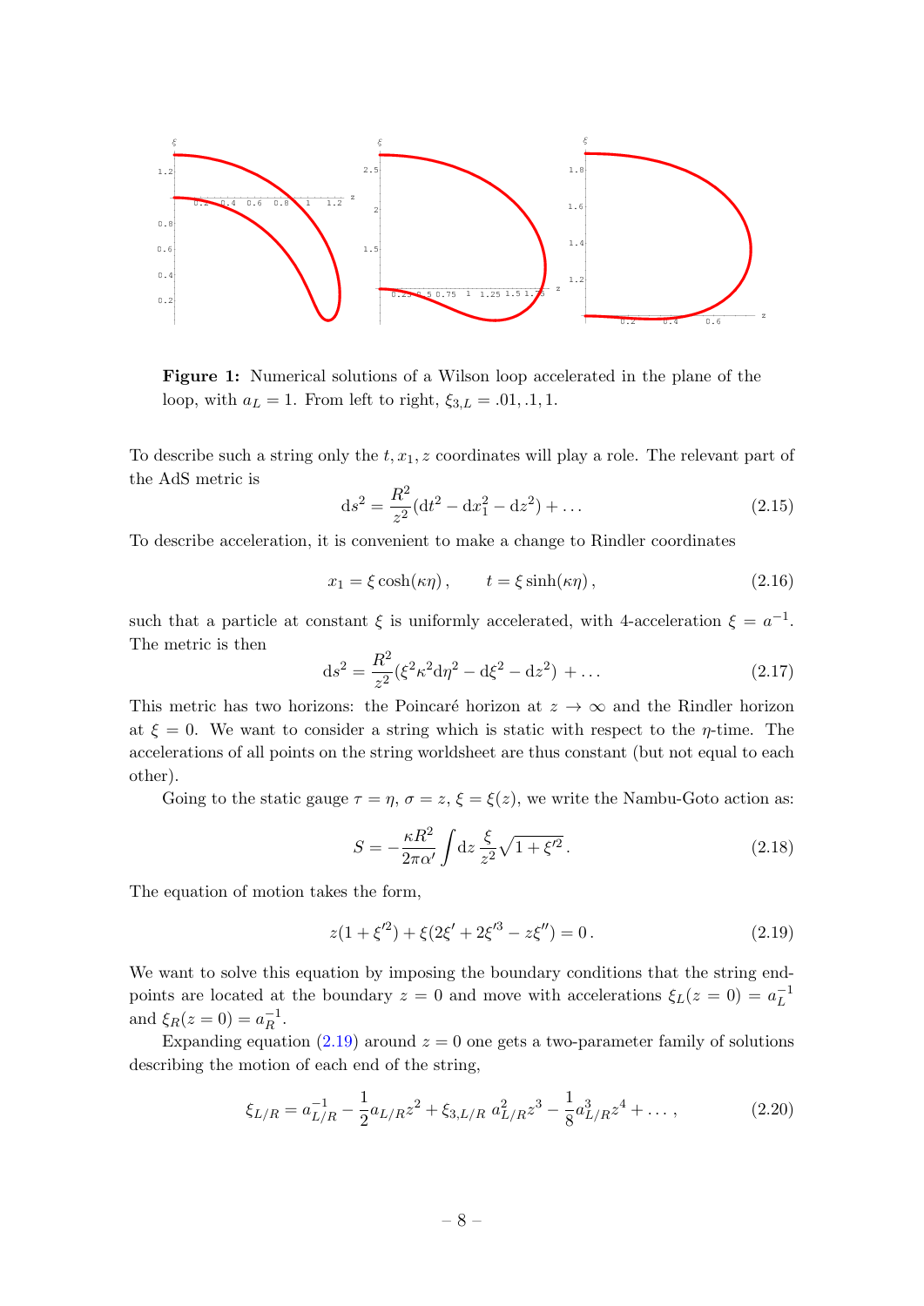ξ

1.2

0.2 0.4 0.6 0.8 1 1.2 z

0.8

0.6

0.4

0.2

ξ

2.5

2

1.5

0.25 0.5 0.75 1 1.25 1.5 1.75 z

ξ

1.8

1.6

1.4

1.2

0.2 0.4 0.6 z

**Figure 1:** Numerical solutions of a Wilson loop accelerated in the plane of the loop, with $a_L = 1$. From left to right, $\xi_{3,L} = .01, .1, 1$.

To describe such a string only the $t, x_1, z$ coordinates will play a role. The relevant part of the AdS metric is

$$\mathrm{d}s^2 = \frac{R^2}{z^2}(\mathrm{d}t^2 - \mathrm{d}x_1^2 - \mathrm{d}z^2) + \ldots \tag{2.15}$$

To describe acceleration, it is convenient to make a change to Rindler coordinates

$$x_1 = \xi \cosh(\kappa\eta)\,, \qquad t = \xi \sinh(\kappa\eta)\,, \tag{2.16}$$

such that a particle at constant $\xi$ is uniformly accelerated, with 4-acceleration $\xi = a^{-1}$. The metric is then

$$\mathrm{d}s^2 = \frac{R^2}{z^2}(\xi^2\kappa^2\mathrm{d}\eta^2 - \mathrm{d}\xi^2 - \mathrm{d}z^2) + \ldots \tag{2.17}$$

This metric has two horizons: the Poincaré horizon at $z \to \infty$ and the Rindler horizon at $\xi = 0$. We want to consider a string which is static with respect to the $\eta$-time. The accelerations of all points on the string worldsheet are thus constant (but not equal to each other).

Going to the static gauge $\tau = \eta$, $\sigma = z$, $\xi = \xi(z)$, we write the Nambu-Goto action as:

$$S = -\frac{\kappa R^2}{2\pi\alpha'}\int \mathrm{d}z\, \frac{\xi}{z^2}\sqrt{1+\xi'^2}\,. \tag{2.18}$$

The equation of motion takes the form,

$$z(1+\xi'^2) + \xi(2\xi' + 2\xi'^3 - z\xi'') = 0\,. \tag{2.19}$$

We want to solve this equation by imposing the boundary conditions that the string endpoints are located at the boundary $z = 0$ and move with accelerations $\xi_L(z=0) = a_L^{-1}$ and $\xi_R(z=0) = a_R^{-1}$.

Expanding equation (2.19) around $z = 0$ one gets a two-parameter family of solutions describing the motion of each end of the string,

$$\xi_{L/R} = a_{L/R}^{-1} - \frac{1}{2}a_{L/R}z^2 + \xi_{3,L/R}\; a_{L/R}^2 z^3 - \frac{1}{8}a_{L/R}^3 z^4 + \ldots\,, \tag{2.20}$$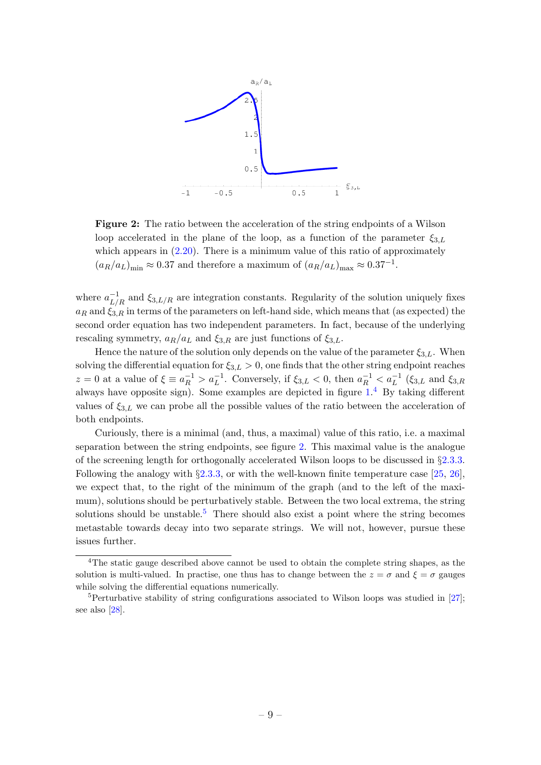$a_R/a_L$

2.5

2

1.5

1

0.5

-1 -0.5 0.5 1 $\xi_{3,L}$

**Figure 2:** The ratio between the acceleration of the string endpoints of a Wilson loop accelerated in the plane of the loop, as a function of the parameter $\xi_{3,L}$ which appears in (2.20). There is a minimum value of this ratio of approximately $(a_R/a_L)_{\min} \approx 0.37$ and therefore a maximum of $(a_R/a_L)_{\max} \approx 0.37^{-1}$.

where $a_{L/R}^{-1}$ and $\xi_{3,L/R}$ are integration constants. Regularity of the solution uniquely fixes $a_R$ and $\xi_{3,R}$ in terms of the parameters on left-hand side, which means that (as expected) the second order equation has two independent parameters. In fact, because of the underlying rescaling symmetry, $a_R/a_L$ and $\xi_{3,R}$ are just functions of $\xi_{3,L}$.

Hence the nature of the solution only depends on the value of the parameter $\xi_{3,L}$. When solving the differential equation for $\xi_{3,L} > 0$, one finds that the other string endpoint reaches $z = 0$ at a value of $\xi \equiv a_R^{-1} > a_L^{-1}$. Conversely, if $\xi_{3,L} < 0$, then $a_R^{-1} < a_L^{-1}$ ($\xi_{3,L}$ and $\xi_{3,R}$ always have opposite sign). Some examples are depicted in figure 1.[4] By taking different values of $\xi_{3,L}$ we can probe all the possible values of the ratio between the acceleration of both endpoints.

Curiously, there is a minimal (and, thus, a maximal) value of this ratio, i.e. a maximal separation between the string endpoints, see figure 2. This maximal value is the analogue of the screening length for orthogonally accelerated Wilson loops to be discussed in §2.3.3. Following the analogy with §2.3.3, or with the well-known finite temperature case [25, 26], we expect that, to the right of the minimum of the graph (and to the left of the maximum), solutions should be perturbatively stable. Between the two local extrema, the string solutions should be unstable.[5] There should also exist a point where the string becomes metastable towards decay into two separate strings. We will not, however, pursue these issues further.

---

[4] The static gauge described above cannot be used to obtain the complete string shapes, as the solution is multi-valued. In practise, one thus has to change between the $z = \sigma$ and $\xi = \sigma$ gauges while solving the differential equations numerically.

[5] Perturbative stability of string configurations associated to Wilson loops was studied in [27]; see also [28].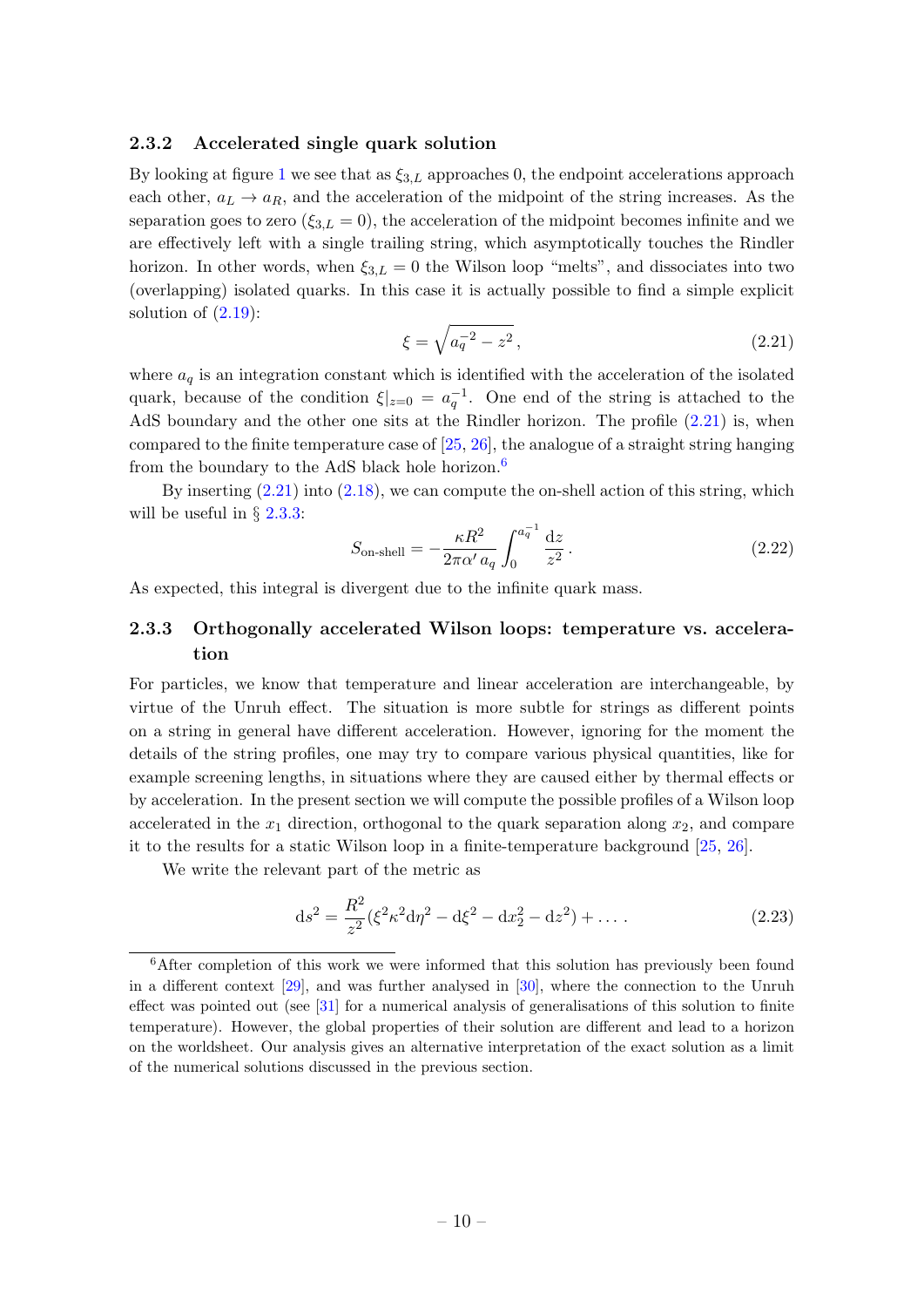### 2.3.2 Accelerated single quark solution

By looking at figure 1 we see that as $\xi_{3,L}$ approaches 0, the endpoint accelerations approach each other, $a_L \to a_R$, and the acceleration of the midpoint of the string increases. As the separation goes to zero ($\xi_{3,L} = 0$), the acceleration of the midpoint becomes infinite and we are effectively left with a single trailing string, which asymptotically touches the Rindler horizon. In other words, when $\xi_{3,L} = 0$ the Wilson loop "melts", and dissociates into two (overlapping) isolated quarks. In this case it is actually possible to find a simple explicit solution of (2.19):

$$\xi = \sqrt{a_q^{-2} - z^2}\,, \tag{2.21}$$

where $a_q$ is an integration constant which is identified with the acceleration of the isolated quark, because of the condition $\xi|_{z=0} = a_q^{-1}$. One end of the string is attached to the AdS boundary and the other one sits at the Rindler horizon. The profile (2.21) is, when compared to the finite temperature case of [25, 26], the analogue of a straight string hanging from the boundary to the AdS black hole horizon.[6]

By inserting (2.21) into (2.18), we can compute the on-shell action of this string, which will be useful in § 2.3.3:

$$S_{\text{on-shell}} = -\frac{\kappa R^2}{2\pi\alpha'\, a_q}\int_0^{a_q^{-1}} \frac{\mathrm{d}z}{z^2}\,. \tag{2.22}$$

As expected, this integral is divergent due to the infinite quark mass.

### 2.3.3 Orthogonally accelerated Wilson loops: temperature vs. acceleration

For particles, we know that temperature and linear acceleration are interchangeable, by virtue of the Unruh effect. The situation is more subtle for strings as different points on a string in general have different acceleration. However, ignoring for the moment the details of the string profiles, one may try to compare various physical quantities, like for example screening lengths, in situations where they are caused either by thermal effects or by acceleration. In the present section we will compute the possible profiles of a Wilson loop accelerated in the $x_1$ direction, orthogonal to the quark separation along $x_2$, and compare it to the results for a static Wilson loop in a finite-temperature background [25, 26].

We write the relevant part of the metric as

$$\mathrm{d}s^2 = \frac{R^2}{z^2}(\xi^2\kappa^2\mathrm{d}\eta^2 - \mathrm{d}\xi^2 - \mathrm{d}x_2^2 - \mathrm{d}z^2) + \ldots\,. \tag{2.23}$$

[6] After completion of this work we were informed that this solution has previously been found in a different context [29], and was further analysed in [30], where the connection to the Unruh effect was pointed out (see [31] for a numerical analysis of generalisations of this solution to finite temperature). However, the global properties of their solution are different and lead to a horizon on the worldsheet. Our analysis gives an alternative interpretation of the exact solution as a limit of the numerical solutions discussed in the previous section.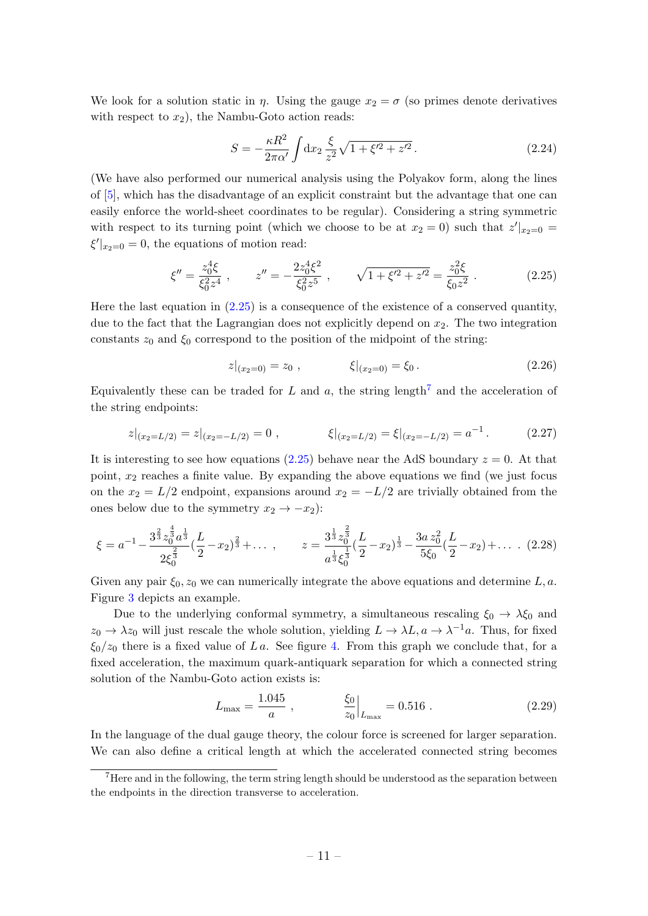We look for a solution static in $\eta$. Using the gauge $x_2 = \sigma$ (so primes denote derivatives with respect to $x_2$), the Nambu-Goto action reads:

$$S = -\frac{\kappa R^2}{2\pi\alpha'} \int \mathrm{d}x_2 \, \frac{\xi}{z^2} \sqrt{1 + \xi'^2 + z'^2} \,. \tag{2.24}$$

(We have also performed our numerical analysis using the Polyakov form, along the lines of [5], which has the disadvantage of an explicit constraint but the advantage that one can easily enforce the world-sheet coordinates to be regular). Considering a string symmetric with respect to its turning point (which we choose to be at $x_2 = 0$) such that $z'|_{x_2=0} = \xi'|_{x_2=0} = 0$, the equations of motion read:

$$\xi'' = \frac{z_0^4 \xi}{\xi_0^2 z^4} \,, \qquad z'' = -\frac{2 z_0^4 \xi^2}{\xi_0^2 z^5} \,, \qquad \sqrt{1 + \xi'^2 + z'^2} = \frac{z_0^2 \xi}{\xi_0 z^2} \,. \tag{2.25}$$

Here the last equation in (2.25) is a consequence of the existence of a conserved quantity, due to the fact that the Lagrangian does not explicitly depend on $x_2$. The two integration constants $z_0$ and $\xi_0$ correspond to the position of the midpoint of the string:

$$z|_{(x_2=0)} = z_0 \,, \qquad \xi|_{(x_2=0)} = \xi_0 \,. \tag{2.26}$$

Equivalently these can be traded for $L$ and $a$, the string length[7] and the acceleration of the string endpoints:

$$z|_{(x_2=L/2)} = z|_{(x_2=-L/2)} = 0 \,, \qquad \xi|_{(x_2=L/2)} = \xi|_{(x_2=-L/2)} = a^{-1} \,. \tag{2.27}$$

It is interesting to see how equations (2.25) behave near the AdS boundary $z = 0$. At that point, $x_2$ reaches a finite value. By expanding the above equations we find (we just focus on the $x_2 = L/2$ endpoint, expansions around $x_2 = -L/2$ are trivially obtained from the ones below due to the symmetry $x_2 \to -x_2$):

$$\xi = a^{-1} - \frac{3^{\frac{2}{3}} z_0^{\frac{4}{3}} a^{\frac{1}{3}}}{2 \xi_0^{\frac{2}{3}}} \left(\frac{L}{2} - x_2\right)^{\frac{2}{3}} + \ldots \,, \qquad z = \frac{3^{\frac{1}{3}} z_0^{\frac{2}{3}}}{a^{\frac{1}{3}} \xi_0^{\frac{1}{3}}} \left(\frac{L}{2} - x_2\right)^{\frac{1}{3}} - \frac{3a\, z_0^2}{5\xi_0} \left(\frac{L}{2} - x_2\right) + \ldots \,. \tag{2.28}$$

Given any pair $\xi_0, z_0$ we can numerically integrate the above equations and determine $L, a$. Figure 3 depicts an example.

Due to the underlying conformal symmetry, a simultaneous rescaling $\xi_0 \to \lambda \xi_0$ and $z_0 \to \lambda z_0$ will just rescale the whole solution, yielding $L \to \lambda L, a \to \lambda^{-1} a$. Thus, for fixed $\xi_0/z_0$ there is a fixed value of $L\,a$. See figure 4. From this graph we conclude that, for a fixed acceleration, the maximum quark-antiquark separation for which a connected string solution of the Nambu-Goto action exists is:

$$L_{\max} = \frac{1.045}{a} \,, \qquad \frac{\xi_0}{z_0}\Big|_{L_{\max}} = 0.516 \,. \tag{2.29}$$

In the language of the dual gauge theory, the colour force is screened for larger separation. We can also define a critical length at which the accelerated connected string becomes

[7] Here and in the following, the term string length should be understood as the separation between the endpoints in the direction transverse to acceleration.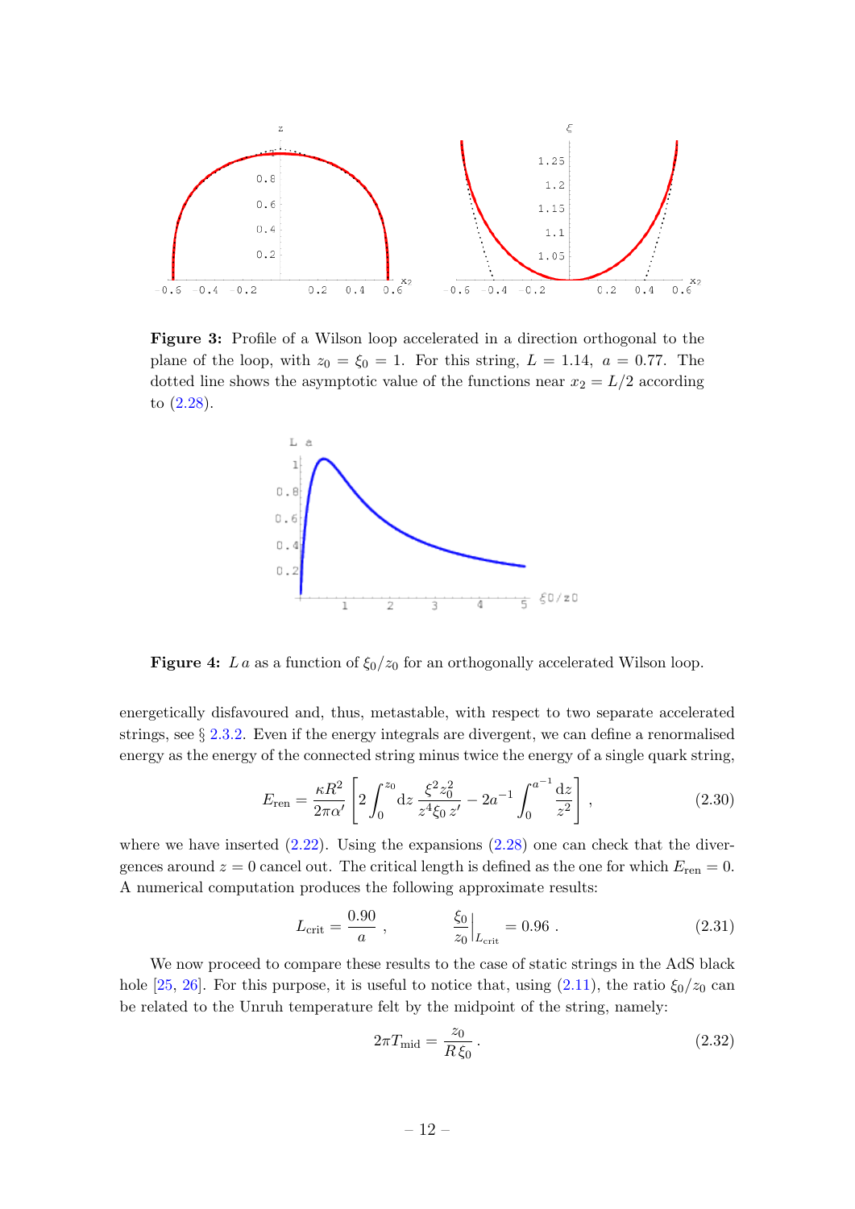z

0.8
0.6
0.4
0.2

-0.6 -0.4 -0.2 0.2 0.4 0.6 x2

ξ

1.25
1.2
1.15
1.1
1.05

-0.6 -0.4 -0.2 0.2 0.4 0.6 x2

**Figure 3:** Profile of a Wilson loop accelerated in a direction orthogonal to the plane of the loop, with $z_0 = \xi_0 = 1$. For this string, $L = 1.14$, $a = 0.77$. The dotted line shows the asymptotic value of the functions near $x_2 = L/2$ according to (2.28).

L a

1
0.8
0.6
0.4
0.2

1 2 3 4 5 ξ0/z0

**Figure 4:** $L\,a$ as a function of $\xi_0/z_0$ for an orthogonally accelerated Wilson loop.

energetically disfavoured and, thus, metastable, with respect to two separate accelerated strings, see § 2.3.2. Even if the energy integrals are divergent, we can define a renormalised energy as the energy of the connected string minus twice the energy of a single quark string,

$$E_{\text{ren}} = \frac{\kappa R^2}{2\pi\alpha'}\left[2\int_0^{z_0} \mathrm{d}z\, \frac{\xi^2 z_0^2}{z^4 \xi_0\, z'} - 2a^{-1}\int_0^{a^{-1}} \frac{\mathrm{d}z}{z^2}\right], \tag{2.30}$$

where we have inserted (2.22). Using the expansions (2.28) one can check that the divergences around $z = 0$ cancel out. The critical length is defined as the one for which $E_{\text{ren}} = 0$. A numerical computation produces the following approximate results:

$$L_{\text{crit}} = \frac{0.90}{a}\,, \qquad \left.\frac{\xi_0}{z_0}\right|_{L_{\text{crit}}} = 0.96\,. \tag{2.31}$$

We now proceed to compare these results to the case of static strings in the AdS black hole [25, 26]. For this purpose, it is useful to notice that, using (2.11), the ratio $\xi_0/z_0$ can be related to the Unruh temperature felt by the midpoint of the string, namely:

$$2\pi T_{\text{mid}} = \frac{z_0}{R\,\xi_0}\,. \tag{2.32}$$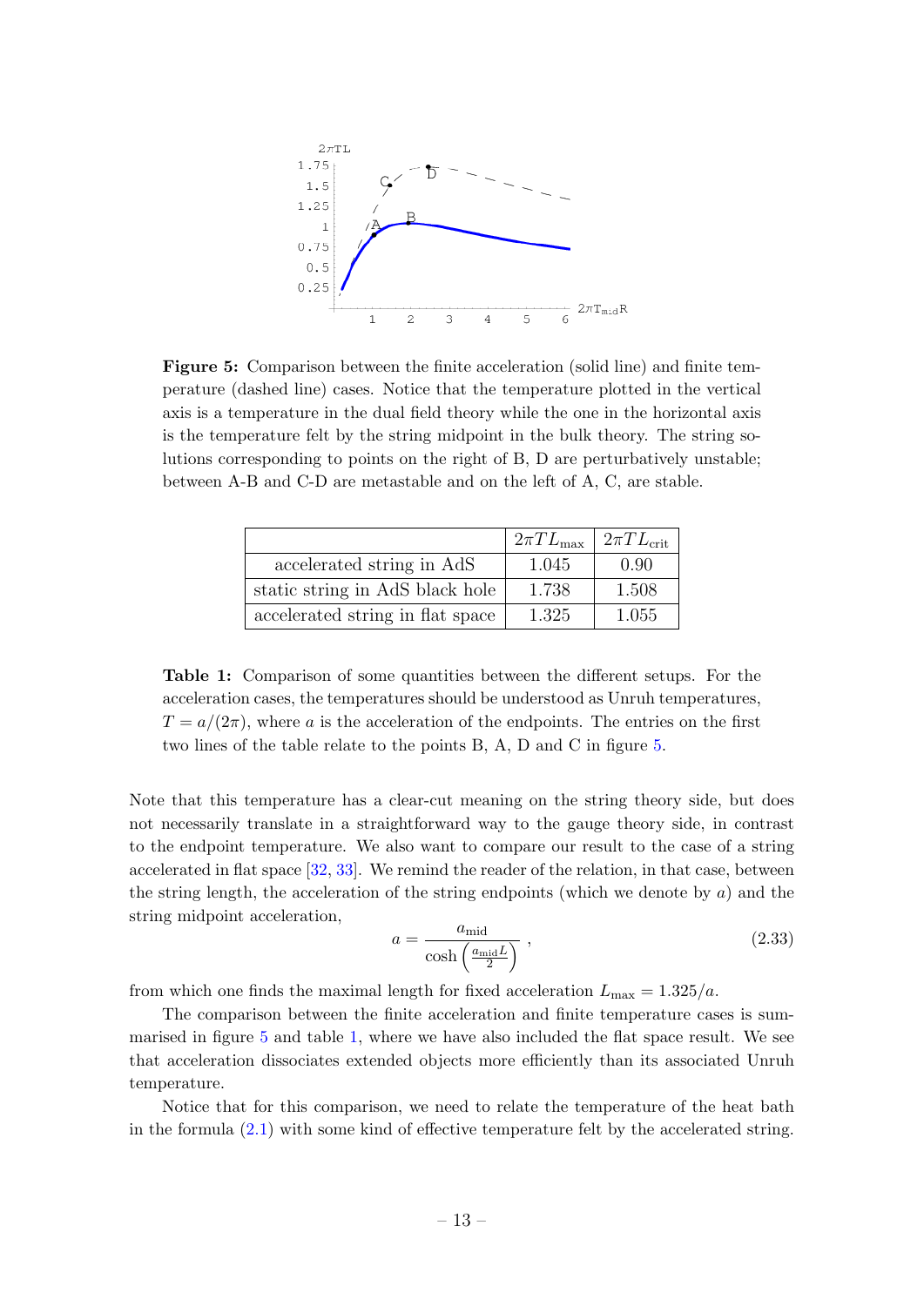2πTL

1.75

1.5

1.25

1

0.75

0.5

0.25

1 2 3 4 5 6

2πT<sub>mid</sub>R

A B C D

**Figure 5:** Comparison between the finite acceleration (solid line) and finite temperature (dashed line) cases. Notice that the temperature plotted in the vertical axis is a temperature in the dual field theory while the one in the horizontal axis is the temperature felt by the string midpoint in the bulk theory. The string solutions corresponding to points on the right of B, D are perturbatively unstable; between A-B and C-D are metastable and on the left of A, C, are stable.

| | $2\pi T L_{\max}$ | $2\pi T L_{\text{crit}}$ |
|---|---|---|
| accelerated string in AdS | 1.045 | 0.90 |
| static string in AdS black hole | 1.738 | 1.508 |
| accelerated string in flat space | 1.325 | 1.055 |

**Table 1:** Comparison of some quantities between the different setups. For the acceleration cases, the temperatures should be understood as Unruh temperatures, $T = a/(2\pi)$, where $a$ is the acceleration of the endpoints. The entries on the first two lines of the table relate to the points B, A, D and C in figure 5.

Note that this temperature has a clear-cut meaning on the string theory side, but does not necessarily translate in a straightforward way to the gauge theory side, in contrast to the endpoint temperature. We also want to compare our result to the case of a string accelerated in flat space [32, 33]. We remind the reader of the relation, in that case, between the string length, the acceleration of the string endpoints (which we denote by $a$) and the string midpoint acceleration,

$$a = \frac{a_{\text{mid}}}{\cosh\left(\frac{a_{\text{mid}} L}{2}\right)} \,, \tag{2.33}$$

from which one finds the maximal length for fixed acceleration $L_{\max} = 1.325/a$.

The comparison between the finite acceleration and finite temperature cases is summarised in figure 5 and table 1, where we have also included the flat space result. We see that acceleration dissociates extended objects more efficiently than its associated Unruh temperature.

Notice that for this comparison, we need to relate the temperature of the heat bath in the formula (2.1) with some kind of effective temperature felt by the accelerated string.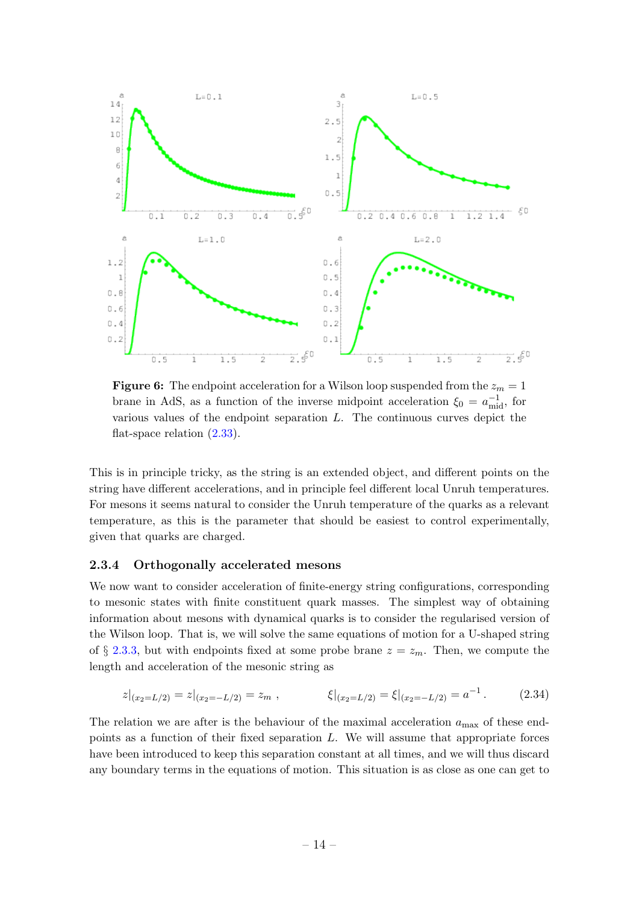a

L=0.1

14

12

10

8

6

4

2

0.1 0.2 0.3 0.4 0.5 $\xi_0$

a

L=0.5

3

2.5

2

1.5

1

0.5

0.2 0.4 0.6 0.8 1 1.2 1.4 $\xi_0$

a

L=1.0

1.2

1

0.8

0.6

0.4

0.2

0.5 1 1.5 2 2.5 $\xi_0$

a

L=2.0

0.6

0.5

0.4

0.3

0.2

0.1

0.5 1 1.5 2 2.5 $\xi_0$

**Figure 6:** The endpoint acceleration for a Wilson loop suspended from the $z_m = 1$ brane in AdS, as a function of the inverse midpoint acceleration $\xi_0 = a_{\rm mid}^{-1}$, for various values of the endpoint separation $L$. The continuous curves depict the flat-space relation (2.33).

This is in principle tricky, as the string is an extended object, and different points on the string have different accelerations, and in principle feel different local Unruh temperatures. For mesons it seems natural to consider the Unruh temperature of the quarks as a relevant temperature, as this is the parameter that should be easiest to control experimentally, given that quarks are charged.

### 2.3.4 Orthogonally accelerated mesons

We now want to consider acceleration of finite-energy string configurations, corresponding to mesonic states with finite constituent quark masses. The simplest way of obtaining information about mesons with dynamical quarks is to consider the regularised version of the Wilson loop. That is, we will solve the same equations of motion for a U-shaped string of § 2.3.3, but with endpoints fixed at some probe brane $z = z_m$. Then, we compute the length and acceleration of the mesonic string as

$$z|_{(x_2=L/2)} = z|_{(x_2=-L/2)} = z_m \ , \qquad \xi|_{(x_2=L/2)} = \xi|_{(x_2=-L/2)} = a^{-1} \, . \tag{2.34}$$

The relation we are after is the behaviour of the maximal acceleration $a_{\rm max}$ of these endpoints as a function of their fixed separation $L$. We will assume that appropriate forces have been introduced to keep this separation constant at all times, and we will thus discard any boundary terms in the equations of motion. This situation is as close as one can get to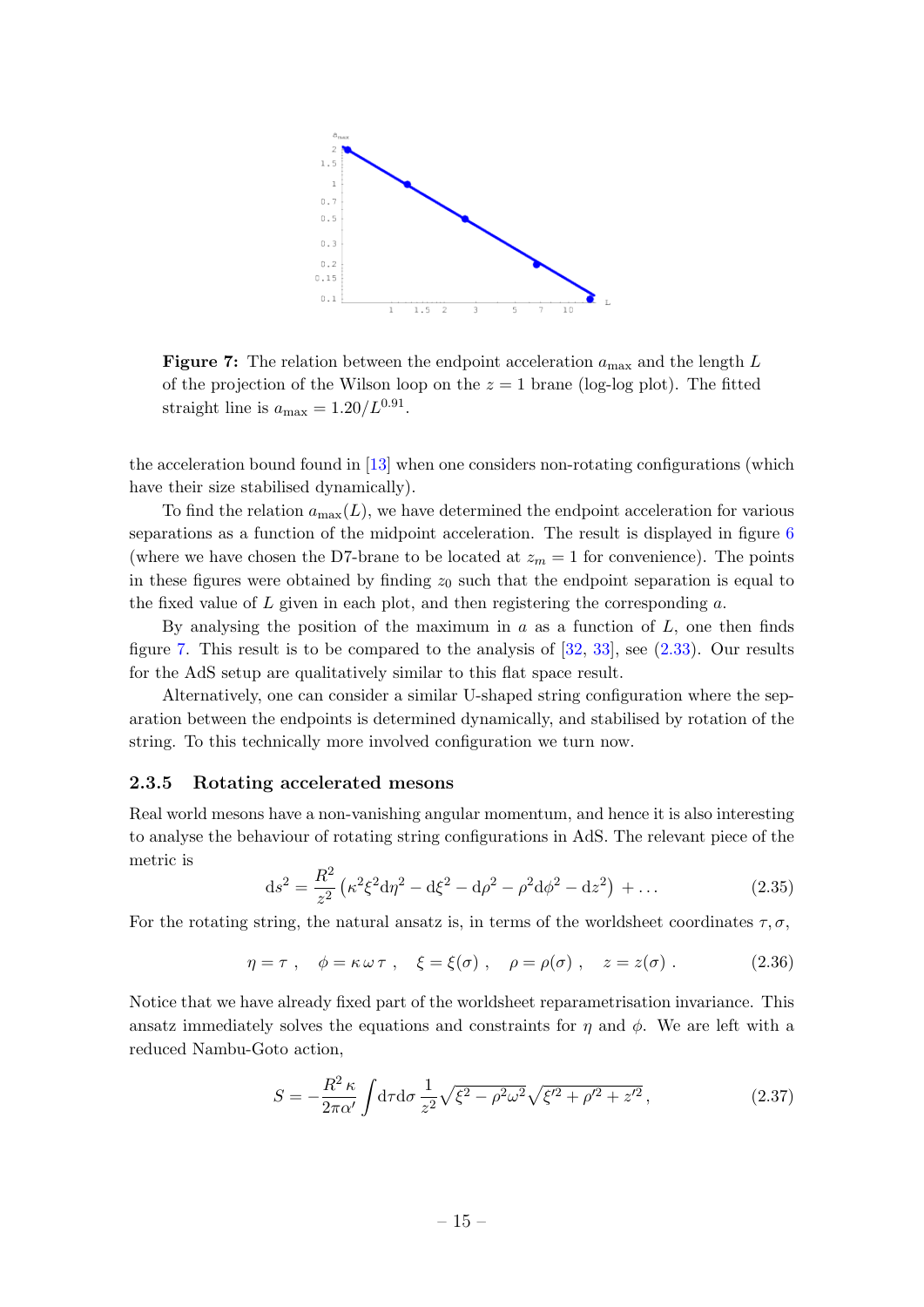$a_{\rm max}$

2
1.5
1
0.7
0.5
0.3
0.2
0.15
0.1

1 1.5 2 3 5 7 10 L

**Figure 7:** The relation between the endpoint acceleration $a_{\rm max}$ and the length $L$ of the projection of the Wilson loop on the $z = 1$ brane (log-log plot). The fitted straight line is $a_{\rm max} = 1.20/L^{0.91}$.

the acceleration bound found in [13] when one considers non-rotating configurations (which have their size stabilised dynamically).

To find the relation $a_{\rm max}(L)$, we have determined the endpoint acceleration for various separations as a function of the midpoint acceleration. The result is displayed in figure 6 (where we have chosen the D7-brane to be located at $z_m = 1$ for convenience). The points in these figures were obtained by finding $z_0$ such that the endpoint separation is equal to the fixed value of $L$ given in each plot, and then registering the corresponding $a$.

By analysing the position of the maximum in $a$ as a function of $L$, one then finds figure 7. This result is to be compared to the analysis of [32, 33], see (2.33). Our results for the AdS setup are qualitatively similar to this flat space result.

Alternatively, one can consider a similar U-shaped string configuration where the separation between the endpoints is determined dynamically, and stabilised by rotation of the string. To this technically more involved configuration we turn now.

### 2.3.5 Rotating accelerated mesons

Real world mesons have a non-vanishing angular momentum, and hence it is also interesting to analyse the behaviour of rotating string configurations in AdS. The relevant piece of the metric is

$$\mathrm{d}s^2 = \frac{R^2}{z^2}\left(\kappa^2\xi^2\mathrm{d}\eta^2 - \mathrm{d}\xi^2 - \mathrm{d}\rho^2 - \rho^2\mathrm{d}\phi^2 - \mathrm{d}z^2\right) + \ldots \tag{2.35}$$

For the rotating string, the natural ansatz is, in terms of the worldsheet coordinates $\tau, \sigma$,

$$\eta = \tau\ , \quad \phi = \kappa\,\omega\,\tau\ , \quad \xi = \xi(\sigma)\ , \quad \rho = \rho(\sigma)\ , \quad z = z(\sigma)\ . \tag{2.36}$$

Notice that we have already fixed part of the worldsheet reparametrisation invariance. This ansatz immediately solves the equations and constraints for $\eta$ and $\phi$. We are left with a reduced Nambu-Goto action,

$$S = -\frac{R^2\,\kappa}{2\pi\alpha'}\int\mathrm{d}\tau\mathrm{d}\sigma\,\frac{1}{z^2}\sqrt{\xi^2 - \rho^2\omega^2}\sqrt{\xi'^2 + \rho'^2 + z'^2}\,, \tag{2.37}$$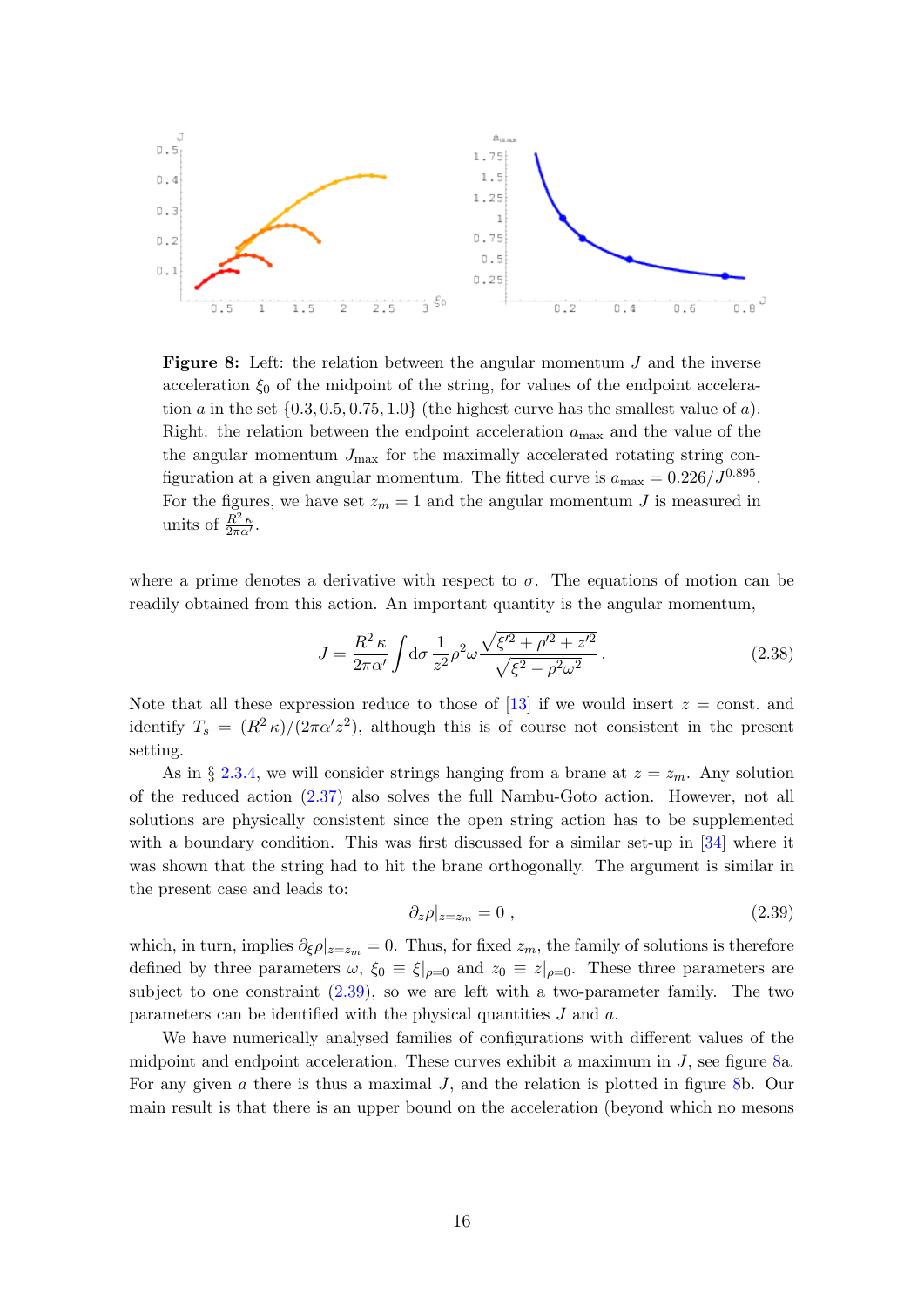J
0.5
0.4
0.3
0.2
0.1
0.5 1 1.5 2 2.5 3 $\xi_0$

$a_{\max}$
1.75
1.5
1.25
1
0.75
0.5
0.25
0.2 0.4 0.6 0.8 J

**Figure 8:** Left: the relation between the angular momentum $J$ and the inverse acceleration $\xi_0$ of the midpoint of the string, for values of the endpoint acceleration $a$ in the set $\{0.3, 0.5, 0.75, 1.0\}$ (the highest curve has the smallest value of $a$). Right: the relation between the endpoint acceleration $a_{\max}$ and the value of the the angular momentum $J_{\max}$ for the maximally accelerated rotating string configuration at a given angular momentum. The fitted curve is $a_{\max} = 0.226/J^{0.895}$. For the figures, we have set $z_m = 1$ and the angular momentum $J$ is measured in units of $\frac{R^2\kappa}{2\pi\alpha'}$.

where a prime denotes a derivative with respect to $\sigma$. The equations of motion can be readily obtained from this action. An important quantity is the angular momentum,

$$J = \frac{R^2\kappa}{2\pi\alpha'}\int \mathrm{d}\sigma\, \frac{1}{z^2}\rho^2\omega \frac{\sqrt{\xi'^2+\rho'^2+z'^2}}{\sqrt{\xi^2-\rho^2\omega^2}} \,. \tag{2.38}$$

Note that all these expression reduce to those of [13] if we would insert $z =$ const. and identify $T_s = (R^2\kappa)/(2\pi\alpha' z^2)$, although this is of course not consistent in the present setting.

As in § 2.3.4, we will consider strings hanging from a brane at $z = z_m$. Any solution of the reduced action (2.37) also solves the full Nambu-Goto action. However, not all solutions are physically consistent since the open string action has to be supplemented with a boundary condition. This was first discussed for a similar set-up in [34] where it was shown that the string had to hit the brane orthogonally. The argument is similar in the present case and leads to:

$$\partial_z \rho|_{z=z_m} = 0 \,, \tag{2.39}$$

which, in turn, implies $\partial_\xi \rho|_{z=z_m} = 0$. Thus, for fixed $z_m$, the family of solutions is therefore defined by three parameters $\omega$, $\xi_0 \equiv \xi|_{\rho=0}$ and $z_0 \equiv z|_{\rho=0}$. These three parameters are subject to one constraint (2.39), so we are left with a two-parameter family. The two parameters can be identified with the physical quantities $J$ and $a$.

We have numerically analysed families of configurations with different values of the midpoint and endpoint acceleration. These curves exhibit a maximum in $J$, see figure 8a. For any given $a$ there is thus a maximal $J$, and the relation is plotted in figure 8b. Our main result is that there is an upper bound on the acceleration (beyond which no mesons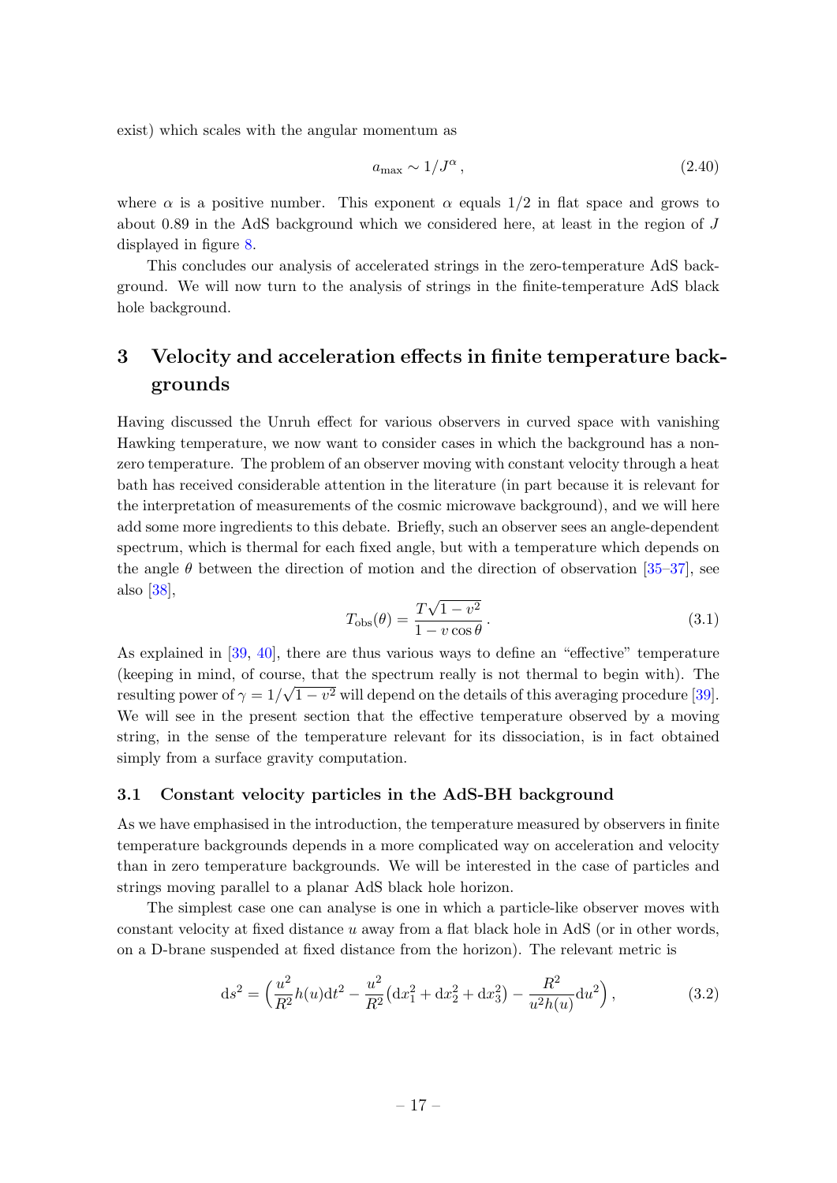exist) which scales with the angular momentum as

$$a_{\max} \sim 1/J^{\alpha}\,, \tag{2.40}$$

where $\alpha$ is a positive number. This exponent $\alpha$ equals $1/2$ in flat space and grows to about 0.89 in the AdS background which we considered here, at least in the region of $J$ displayed in figure 8.

This concludes our analysis of accelerated strings in the zero-temperature AdS background. We will now turn to the analysis of strings in the finite-temperature AdS black hole background.

# 3 Velocity and acceleration effects in finite temperature backgrounds

Having discussed the Unruh effect for various observers in curved space with vanishing Hawking temperature, we now want to consider cases in which the background has a non-zero temperature. The problem of an observer moving with constant velocity through a heat bath has received considerable attention in the literature (in part because it is relevant for the interpretation of measurements of the cosmic microwave background), and we will here add some more ingredients to this debate. Briefly, such an observer sees an angle-dependent spectrum, which is thermal for each fixed angle, but with a temperature which depends on the angle $\theta$ between the direction of motion and the direction of observation [35–37], see also [38],

$$T_{\text{obs}}(\theta) = \frac{T\sqrt{1-v^2}}{1 - v\cos\theta}\,. \tag{3.1}$$

As explained in [39, 40], there are thus various ways to define an "effective" temperature (keeping in mind, of course, that the spectrum really is not thermal to begin with). The resulting power of $\gamma = 1/\sqrt{1-v^2}$ will depend on the details of this averaging procedure [39]. We will see in the present section that the effective temperature observed by a moving string, in the sense of the temperature relevant for its dissociation, is in fact obtained simply from a surface gravity computation.

## 3.1 Constant velocity particles in the AdS-BH background

As we have emphasised in the introduction, the temperature measured by observers in finite temperature backgrounds depends in a more complicated way on acceleration and velocity than in zero temperature backgrounds. We will be interested in the case of particles and strings moving parallel to a planar AdS black hole horizon.

The simplest case one can analyse is one in which a particle-like observer moves with constant velocity at fixed distance $u$ away from a flat black hole in AdS (or in other words, on a D-brane suspended at fixed distance from the horizon). The relevant metric is

$$\mathrm{d}s^2 = \Big(\frac{u^2}{R^2}h(u)\mathrm{d}t^2 - \frac{u^2}{R^2}\big(\mathrm{d}x_1^2 + \mathrm{d}x_2^2 + \mathrm{d}x_3^2\big) - \frac{R^2}{u^2 h(u)}\mathrm{d}u^2\Big)\,, \tag{3.2}$$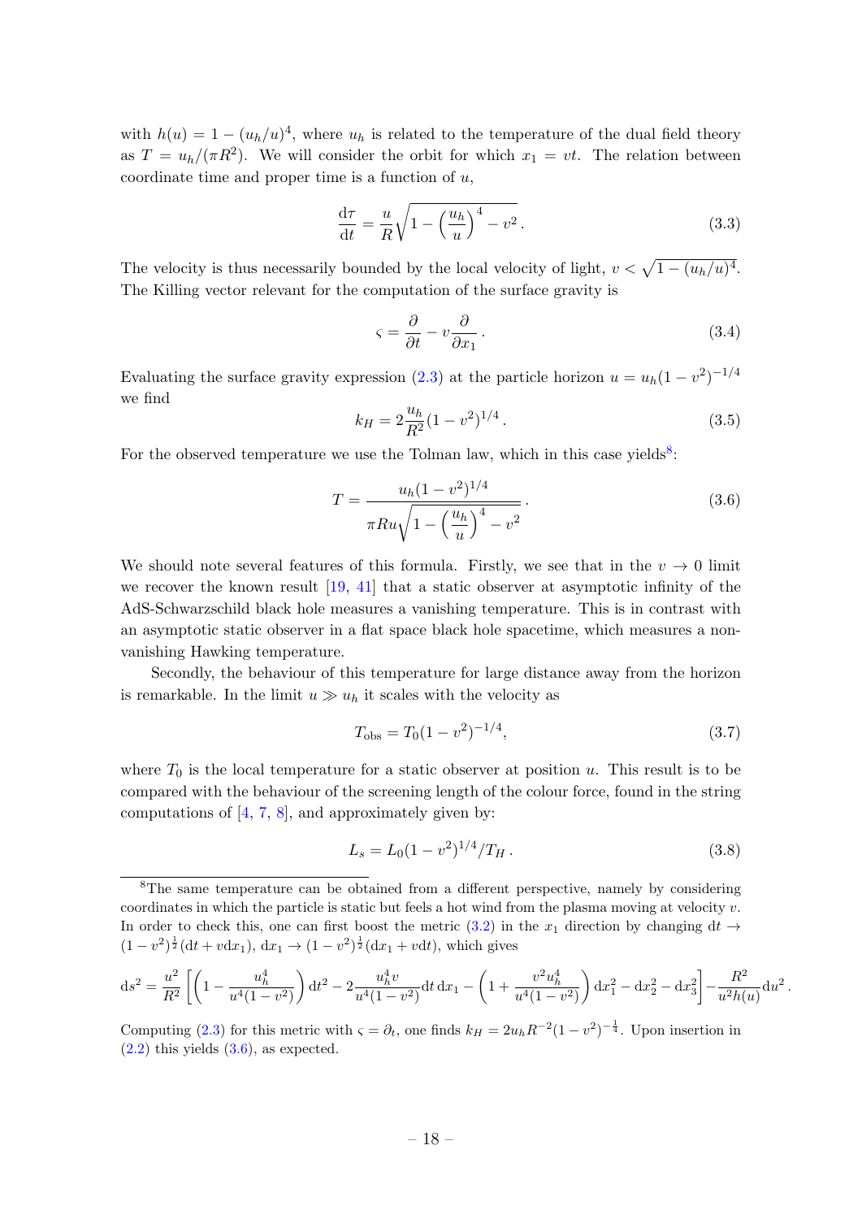with $h(u) = 1 - (u_h/u)^4$, where $u_h$ is related to the temperature of the dual field theory as $T = u_h/(\pi R^2)$. We will consider the orbit for which $x_1 = vt$. The relation between coordinate time and proper time is a function of $u$,

$$\frac{\mathrm{d}\tau}{\mathrm{d}t} = \frac{u}{R}\sqrt{1 - \left(\frac{u_h}{u}\right)^4 - v^2}\,. \tag{3.3}$$

The velocity is thus necessarily bounded by the local velocity of light, $v < \sqrt{1-(u_h/u)^4}$. The Killing vector relevant for the computation of the surface gravity is

$$\varsigma = \frac{\partial}{\partial t} - v\frac{\partial}{\partial x_1}\,. \tag{3.4}$$

Evaluating the surface gravity expression (2.3) at the particle horizon $u = u_h(1-v^2)^{-1/4}$ we find

$$k_H = 2\frac{u_h}{R^2}(1-v^2)^{1/4}\,. \tag{3.5}$$

For the observed temperature we use the Tolman law, which in this case yields[8]:

$$T = \frac{u_h(1-v^2)^{1/4}}{\pi R u\sqrt{1-\left(\frac{u_h}{u}\right)^4 - v^2}}\,. \tag{3.6}$$

We should note several features of this formula. Firstly, we see that in the $v \to 0$ limit we recover the known result [19, 41] that a static observer at asymptotic infinity of the AdS-Schwarzschild black hole measures a vanishing temperature. This is in contrast with an asymptotic static observer in a flat space black hole spacetime, which measures a non-vanishing Hawking temperature.

Secondly, the behaviour of this temperature for large distance away from the horizon is remarkable. In the limit $u \gg u_h$ it scales with the velocity as

$$T_{\text{obs}} = T_0(1-v^2)^{-1/4}, \tag{3.7}$$

where $T_0$ is the local temperature for a static observer at position $u$. This result is to be compared with the behaviour of the screening length of the colour force, found in the string computations of [4, 7, 8], and approximately given by:

$$L_s = L_0(1-v^2)^{1/4}/T_H\,. \tag{3.8}$$

---

[8] The same temperature can be obtained from a different perspective, namely by considering coordinates in which the particle is static but feels a hot wind from the plasma moving at velocity $v$. In order to check this, one can first boost the metric (3.2) in the $x_1$ direction by changing $\mathrm{d}t \to (1-v^2)^{\frac{1}{2}}(\mathrm{d}t + v\mathrm{d}x_1)$, $\mathrm{d}x_1 \to (1-v^2)^{\frac{1}{2}}(\mathrm{d}x_1 + v\mathrm{d}t)$, which gives

$$\mathrm{d}s^2 = \frac{u^2}{R^2}\left[\left(1 - \frac{u_h^4}{u^4(1-v^2)}\right)\mathrm{d}t^2 - 2\frac{u_h^4 v}{u^4(1-v^2)}\mathrm{d}t\,\mathrm{d}x_1 - \left(1 + \frac{v^2 u_h^4}{u^4(1-v^2)}\right)\mathrm{d}x_1^2 - \mathrm{d}x_2^2 - \mathrm{d}x_3^2\right] - \frac{R^2}{u^2 h(u)}\mathrm{d}u^2\,.$$

Computing (2.3) for this metric with $\varsigma = \partial_t$, one finds $k_H = 2u_h R^{-2}(1-v^2)^{-\frac{1}{4}}$. Upon insertion in (2.2) this yields (3.6), as expected.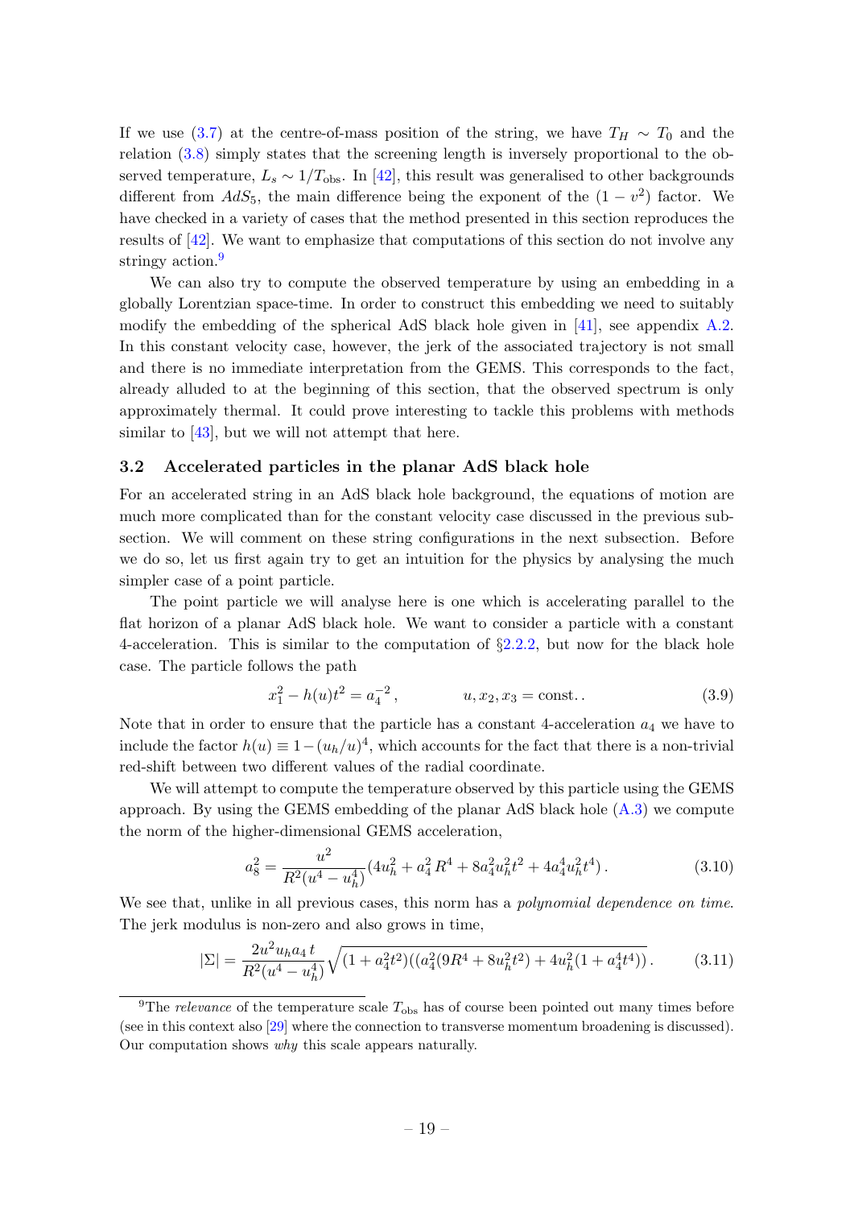If we use (3.7) at the centre-of-mass position of the string, we have $T_H \sim T_0$ and the relation (3.8) simply states that the screening length is inversely proportional to the observed temperature, $L_s \sim 1/T_{\text{obs}}$. In [42], this result was generalised to other backgrounds different from $AdS_5$, the main difference being the exponent of the $(1-v^2)$ factor. We have checked in a variety of cases that the method presented in this section reproduces the results of [42]. We want to emphasize that computations of this section do not involve any stringy action.[9]

We can also try to compute the observed temperature by using an embedding in a globally Lorentzian space-time. In order to construct this embedding we need to suitably modify the embedding of the spherical AdS black hole given in [41], see appendix A.2. In this constant velocity case, however, the jerk of the associated trajectory is not small and there is no immediate interpretation from the GEMS. This corresponds to the fact, already alluded to at the beginning of this section, that the observed spectrum is only approximately thermal. It could prove interesting to tackle this problems with methods similar to [43], but we will not attempt that here.

### 3.2 Accelerated particles in the planar AdS black hole

For an accelerated string in an AdS black hole background, the equations of motion are much more complicated than for the constant velocity case discussed in the previous subsection. We will comment on these string configurations in the next subsection. Before we do so, let us first again try to get an intuition for the physics by analysing the much simpler case of a point particle.

The point particle we will analyse here is one which is accelerating parallel to the flat horizon of a planar AdS black hole. We want to consider a particle with a constant 4-acceleration. This is similar to the computation of §2.2.2, but now for the black hole case. The particle follows the path

$$x_1^2 - h(u)t^2 = a_4^{-2}\,, \qquad\qquad u, x_2, x_3 = \text{const.}. \tag{3.9}$$

Note that in order to ensure that the particle has a constant 4-acceleration $a_4$ we have to include the factor $h(u) \equiv 1-(u_h/u)^4$, which accounts for the fact that there is a non-trivial red-shift between two different values of the radial coordinate.

We will attempt to compute the temperature observed by this particle using the GEMS approach. By using the GEMS embedding of the planar AdS black hole (A.3) we compute the norm of the higher-dimensional GEMS acceleration,

$$a_8^2 = \frac{u^2}{R^2(u^4-u_h^4)}\left(4u_h^2 + a_4^2\,R^4 + 8a_4^2 u_h^2 t^2 + 4a_4^4 u_h^2 t^4\right). \tag{3.10}$$

We see that, unlike in all previous cases, this norm has a *polynomial dependence on time*. The jerk modulus is non-zero and also grows in time,

$$|\Sigma| = \frac{2u^2 u_h a_4\, t}{R^2(u^4-u_h^4)}\sqrt{(1+a_4^2t^2)((a_4^2(9R^4+8u_h^2t^2)+4u_h^2(1+a_4^4t^4))}\,. \tag{3.11}$$

[9] The *relevance* of the temperature scale $T_{\text{obs}}$ has of course been pointed out many times before (see in this context also [29] where the connection to transverse momentum broadening is discussed). Our computation shows *why* this scale appears naturally.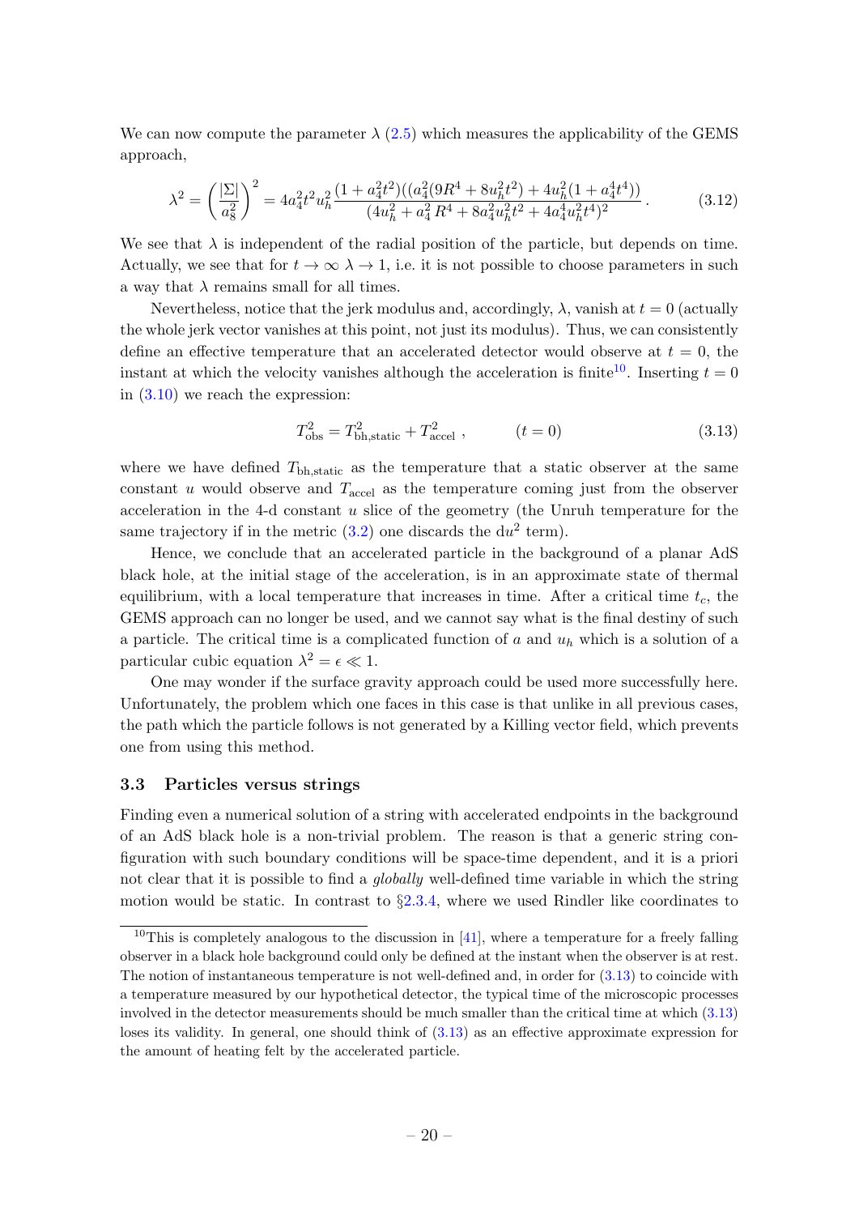We can now compute the parameter $\lambda$ (2.5) which measures the applicability of the GEMS approach,

$$\lambda^2 = \left(\frac{|\Sigma|}{a_8^2}\right)^2 = 4a_4^2 t^2 u_h^2 \frac{(1 + a_4^2 t^2)((a_4^2(9R^4 + 8u_h^2 t^2) + 4u_h^2(1 + a_4^4 t^4))}{(4u_h^2 + a_4^2 R^4 + 8a_4^2 u_h^2 t^2 + 4a_4^4 u_h^2 t^4)^2} . \tag{3.12}$$

We see that $\lambda$ is independent of the radial position of the particle, but depends on time. Actually, we see that for $t \to \infty$ $\lambda \to 1$, i.e. it is not possible to choose parameters in such a way that $\lambda$ remains small for all times.

Nevertheless, notice that the jerk modulus and, accordingly, $\lambda$, vanish at $t = 0$ (actually the whole jerk vector vanishes at this point, not just its modulus). Thus, we can consistently define an effective temperature that an accelerated detector would observe at $t = 0$, the instant at which the velocity vanishes although the acceleration is finite[10]. Inserting $t = 0$ in (3.10) we reach the expression:

$$T_{\text{obs}}^2 = T_{\text{bh,static}}^2 + T_{\text{accel}}^2 , \qquad (t = 0) \tag{3.13}$$

where we have defined $T_{\text{bh,static}}$ as the temperature that a static observer at the same constant $u$ would observe and $T_{\text{accel}}$ as the temperature coming just from the observer acceleration in the 4-d constant $u$ slice of the geometry (the Unruh temperature for the same trajectory if in the metric (3.2) one discards the $\mathrm{d}u^2$ term).

Hence, we conclude that an accelerated particle in the background of a planar AdS black hole, at the initial stage of the acceleration, is in an approximate state of thermal equilibrium, with a local temperature that increases in time. After a critical time $t_c$, the GEMS approach can no longer be used, and we cannot say what is the final destiny of such a particle. The critical time is a complicated function of $a$ and $u_h$ which is a solution of a particular cubic equation $\lambda^2 = \epsilon \ll 1$.

One may wonder if the surface gravity approach could be used more successfully here. Unfortunately, the problem which one faces in this case is that unlike in all previous cases, the path which the particle follows is not generated by a Killing vector field, which prevents one from using this method.

### 3.3 Particles versus strings

Finding even a numerical solution of a string with accelerated endpoints in the background of an AdS black hole is a non-trivial problem. The reason is that a generic string configuration with such boundary conditions will be space-time dependent, and it is a priori not clear that it is possible to find a *globally* well-defined time variable in which the string motion would be static. In contrast to §2.3.4, where we used Rindler like coordinates to

[10] This is completely analogous to the discussion in [41], where a temperature for a freely falling observer in a black hole background could only be defined at the instant when the observer is at rest. The notion of instantaneous temperature is not well-defined and, in order for (3.13) to coincide with a temperature measured by our hypothetical detector, the typical time of the microscopic processes involved in the detector measurements should be much smaller than the critical time at which (3.13) loses its validity. In general, one should think of (3.13) as an effective approximate expression for the amount of heating felt by the accelerated particle.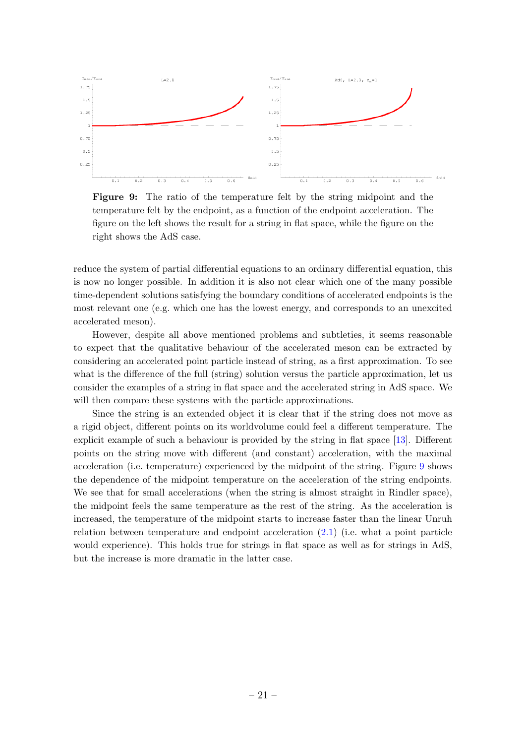$T_{mid}/T_{end}$

L=2.0

1.75

1.5

1.25

1

0.75

0.5

0.25

0.1 0.2 0.3 0.4 0.5 0.6 $a_{mid}$

$T_{mid}/T_{end}$

AdS, L=2.0, $z_m$=1

1.75

1.5

1.25

1

0.75

0.5

0.25

0.1 0.2 0.3 0.4 0.5 0.6 $a_{mid}$

**Figure 9:** The ratio of the temperature felt by the string midpoint and the temperature felt by the endpoint, as a function of the endpoint acceleration. The figure on the left shows the result for a string in flat space, while the figure on the right shows the AdS case.

reduce the system of partial differential equations to an ordinary differential equation, this is now no longer possible. In addition it is also not clear which one of the many possible time-dependent solutions satisfying the boundary conditions of accelerated endpoints is the most relevant one (e.g. which one has the lowest energy, and corresponds to an unexcited accelerated meson).

However, despite all above mentioned problems and subtleties, it seems reasonable to expect that the qualitative behaviour of the accelerated meson can be extracted by considering an accelerated point particle instead of string, as a first approximation. To see what is the difference of the full (string) solution versus the particle approximation, let us consider the examples of a string in flat space and the accelerated string in AdS space. We will then compare these systems with the particle approximations.

Since the string is an extended object it is clear that if the string does not move as a rigid object, different points on its worldvolume could feel a different temperature. The explicit example of such a behaviour is provided by the string in flat space [13]. Different points on the string move with different (and constant) acceleration, with the maximal acceleration (i.e. temperature) experienced by the midpoint of the string. Figure 9 shows the dependence of the midpoint temperature on the acceleration of the string endpoints. We see that for small accelerations (when the string is almost straight in Rindler space), the midpoint feels the same temperature as the rest of the string. As the acceleration is increased, the temperature of the midpoint starts to increase faster than the linear Unruh relation between temperature and endpoint acceleration (2.1) (i.e. what a point particle would experience). This holds true for strings in flat space as well as for strings in AdS, but the increase is more dramatic in the latter case.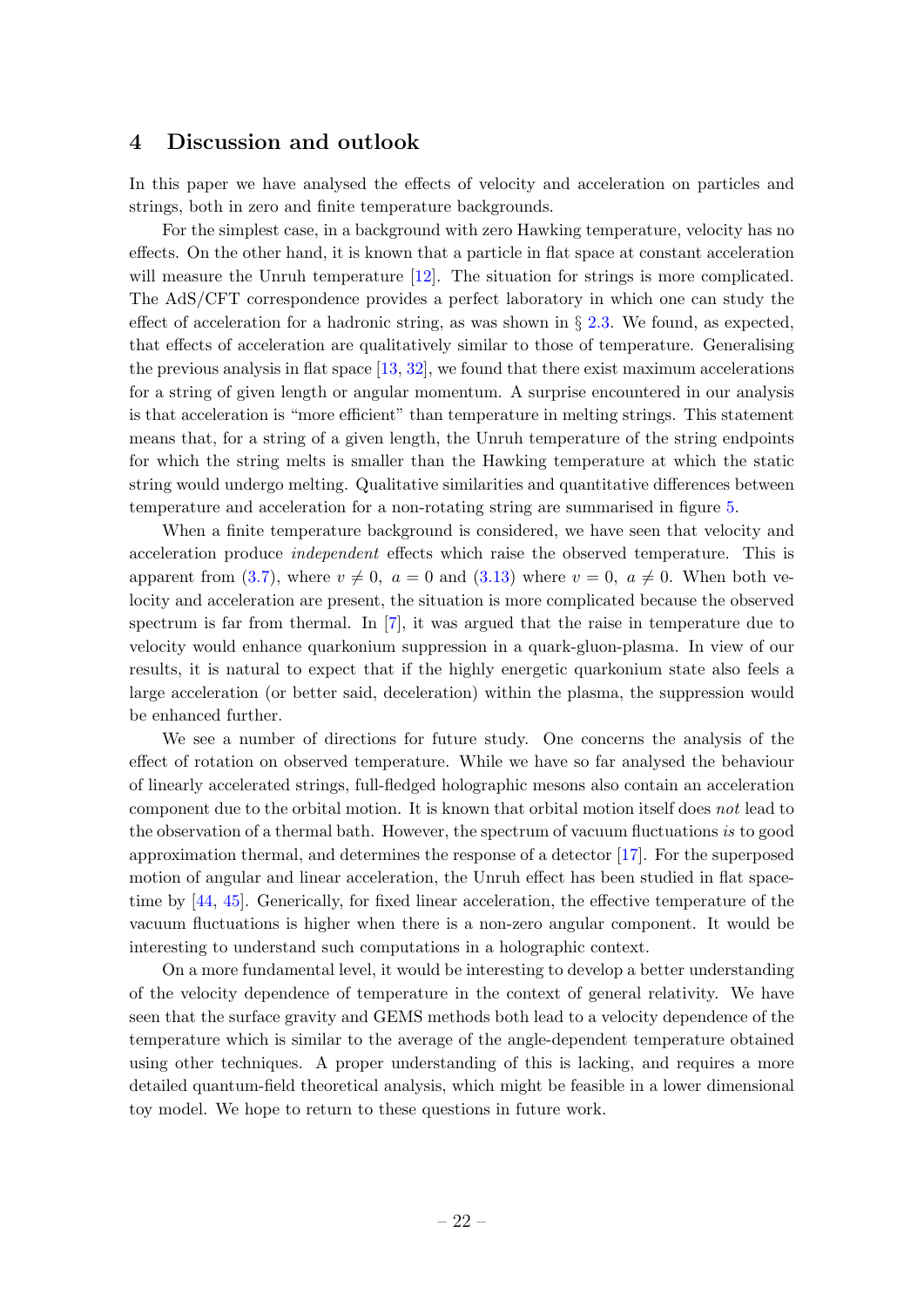## 4 Discussion and outlook

In this paper we have analysed the effects of velocity and acceleration on particles and strings, both in zero and finite temperature backgrounds.

For the simplest case, in a background with zero Hawking temperature, velocity has no effects. On the other hand, it is known that a particle in flat space at constant acceleration will measure the Unruh temperature [12]. The situation for strings is more complicated. The AdS/CFT correspondence provides a perfect laboratory in which one can study the effect of acceleration for a hadronic string, as was shown in § 2.3. We found, as expected, that effects of acceleration are qualitatively similar to those of temperature. Generalising the previous analysis in flat space [13, 32], we found that there exist maximum accelerations for a string of given length or angular momentum. A surprise encountered in our analysis is that acceleration is "more efficient" than temperature in melting strings. This statement means that, for a string of a given length, the Unruh temperature of the string endpoints for which the string melts is smaller than the Hawking temperature at which the static string would undergo melting. Qualitative similarities and quantitative differences between temperature and acceleration for a non-rotating string are summarised in figure 5.

When a finite temperature background is considered, we have seen that velocity and acceleration produce *independent* effects which raise the observed temperature. This is apparent from (3.7), where $v \neq 0,\ a = 0$ and (3.13) where $v = 0,\ a \neq 0$. When both velocity and acceleration are present, the situation is more complicated because the observed spectrum is far from thermal. In [7], it was argued that the raise in temperature due to velocity would enhance quarkonium suppression in a quark-gluon-plasma. In view of our results, it is natural to expect that if the highly energetic quarkonium state also feels a large acceleration (or better said, deceleration) within the plasma, the suppression would be enhanced further.

We see a number of directions for future study. One concerns the analysis of the effect of rotation on observed temperature. While we have so far analysed the behaviour of linearly accelerated strings, full-fledged holographic mesons also contain an acceleration component due to the orbital motion. It is known that orbital motion itself does *not* lead to the observation of a thermal bath. However, the spectrum of vacuum fluctuations *is* to good approximation thermal, and determines the response of a detector [17]. For the superposed motion of angular and linear acceleration, the Unruh effect has been studied in flat spacetime by [44, 45]. Generically, for fixed linear acceleration, the effective temperature of the vacuum fluctuations is higher when there is a non-zero angular component. It would be interesting to understand such computations in a holographic context.

On a more fundamental level, it would be interesting to develop a better understanding of the velocity dependence of temperature in the context of general relativity. We have seen that the surface gravity and GEMS methods both lead to a velocity dependence of the temperature which is similar to the average of the angle-dependent temperature obtained using other techniques. A proper understanding of this is lacking, and requires a more detailed quantum-field theoretical analysis, which might be feasible in a lower dimensional toy model. We hope to return to these questions in future work.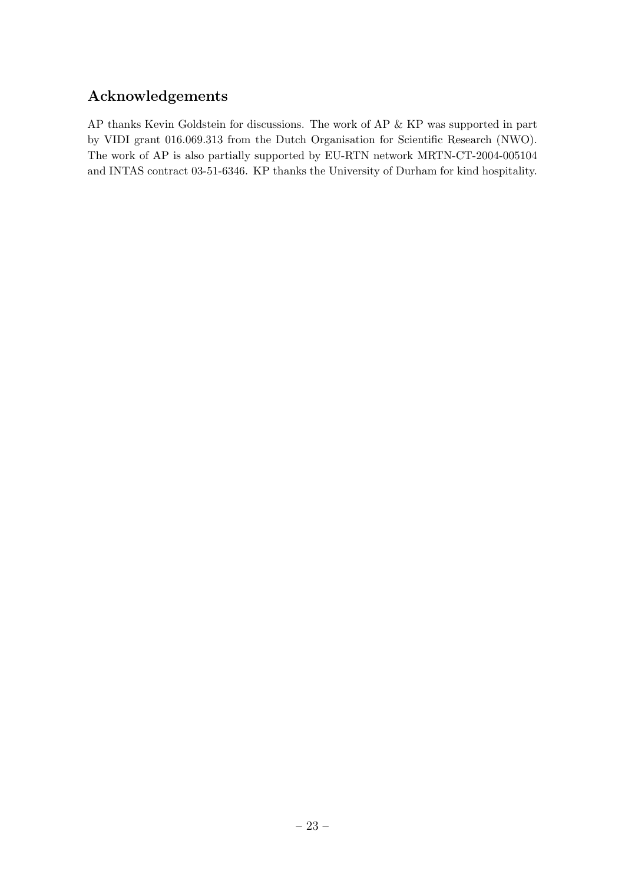## Acknowledgements

AP thanks Kevin Goldstein for discussions. The work of AP & KP was supported in part by VIDI grant 016.069.313 from the Dutch Organisation for Scientific Research (NWO). The work of AP is also partially supported by EU-RTN network MRTN-CT-2004-005104 and INTAS contract 03-51-6346. KP thanks the University of Durham for kind hospitality.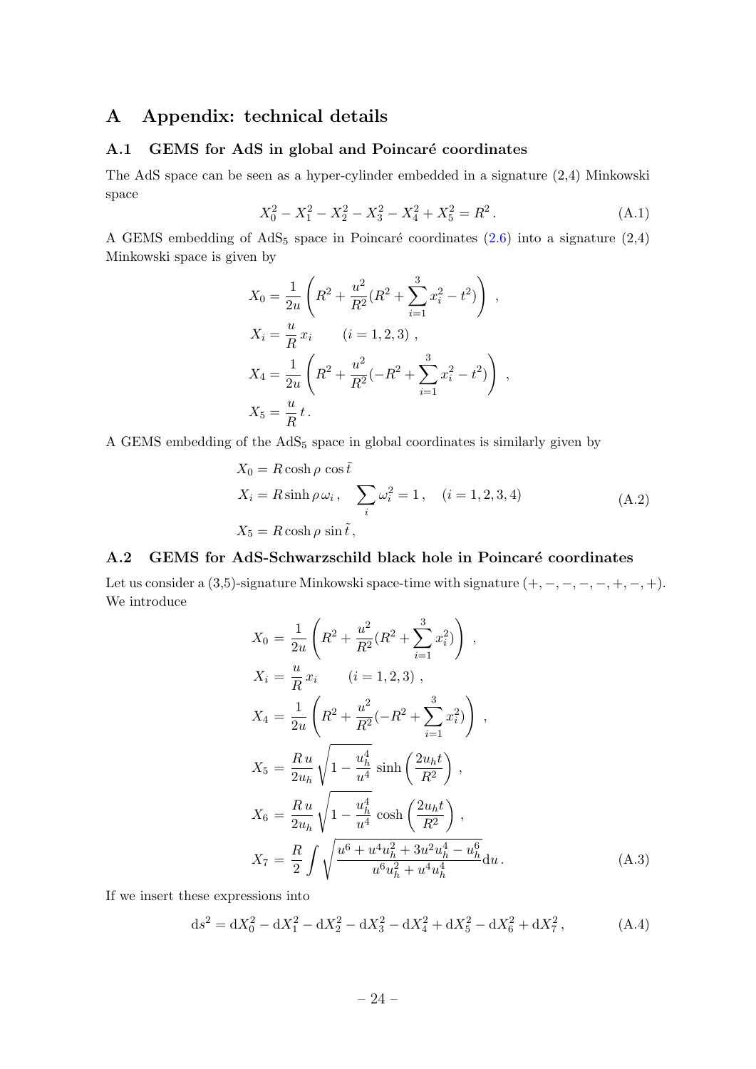# A Appendix: technical details

## A.1 GEMS for AdS in global and Poincaré coordinates

The AdS space can be seen as a hyper-cylinder embedded in a signature (2,4) Minkowski space

$$X_0^2 - X_1^2 - X_2^2 - X_3^2 - X_4^2 + X_5^2 = R^2 \,. \tag{A.1}$$

A GEMS embedding of $\mathrm{AdS}_5$ space in Poincaré coordinates (2.6) into a signature (2,4) Minkowski space is given by

$$\begin{aligned}
X_0 &= \frac{1}{2u}\left(R^2 + \frac{u^2}{R^2}(R^2 + \sum_{i=1}^{3} x_i^2 - t^2)\right) \,, \\
X_i &= \frac{u}{R}\, x_i \qquad (i = 1, 2, 3) \,, \\
X_4 &= \frac{1}{2u}\left(R^2 + \frac{u^2}{R^2}(-R^2 + \sum_{i=1}^{3} x_i^2 - t^2)\right) \,, \\
X_5 &= \frac{u}{R}\, t \,.
\end{aligned}$$

A GEMS embedding of the $\mathrm{AdS}_5$ space in global coordinates is similarly given by

$$\begin{aligned}
X_0 &= R\cosh\rho\, \cos\tilde{t} \\
X_i &= R\sinh\rho\, \omega_i \,, \quad \sum_i \omega_i^2 = 1 \,, \quad (i = 1, 2, 3, 4) \\
X_5 &= R\cosh\rho\, \sin\tilde{t} \,,
\end{aligned} \tag{A.2}$$

## A.2 GEMS for AdS-Schwarzschild black hole in Poincaré coordinates

Let us consider a (3,5)-signature Minkowski space-time with signature $(+,-,-,-,-,+,-,+)$. We introduce

$$\begin{aligned}
X_0 &= \frac{1}{2u}\left(R^2 + \frac{u^2}{R^2}(R^2 + \sum_{i=1}^{3} x_i^2)\right) \,, \\
X_i &= \frac{u}{R}\, x_i \qquad (i = 1, 2, 3) \,, \\
X_4 &= \frac{1}{2u}\left(R^2 + \frac{u^2}{R^2}(-R^2 + \sum_{i=1}^{3} x_i^2)\right) \,, \\
X_5 &= \frac{R\, u}{2u_h}\sqrt{1 - \frac{u_h^4}{u^4}}\, \sinh\left(\frac{2u_h t}{R^2}\right) \,, \\
X_6 &= \frac{R\, u}{2u_h}\sqrt{1 - \frac{u_h^4}{u^4}}\, \cosh\left(\frac{2u_h t}{R^2}\right) \,, \\
X_7 &= \frac{R}{2}\int \sqrt{\frac{u^6 + u^4 u_h^2 + 3u^2 u_h^4 - u_h^6}{u^6 u_h^2 + u^4 u_h^4}}\mathrm{d}u \,.
\end{aligned} \tag{A.3}$$

If we insert these expressions into

$$\mathrm{d}s^2 = \mathrm{d}X_0^2 - \mathrm{d}X_1^2 - \mathrm{d}X_2^2 - \mathrm{d}X_3^2 - \mathrm{d}X_4^2 + \mathrm{d}X_5^2 - \mathrm{d}X_6^2 + \mathrm{d}X_7^2 \,, \tag{A.4}$$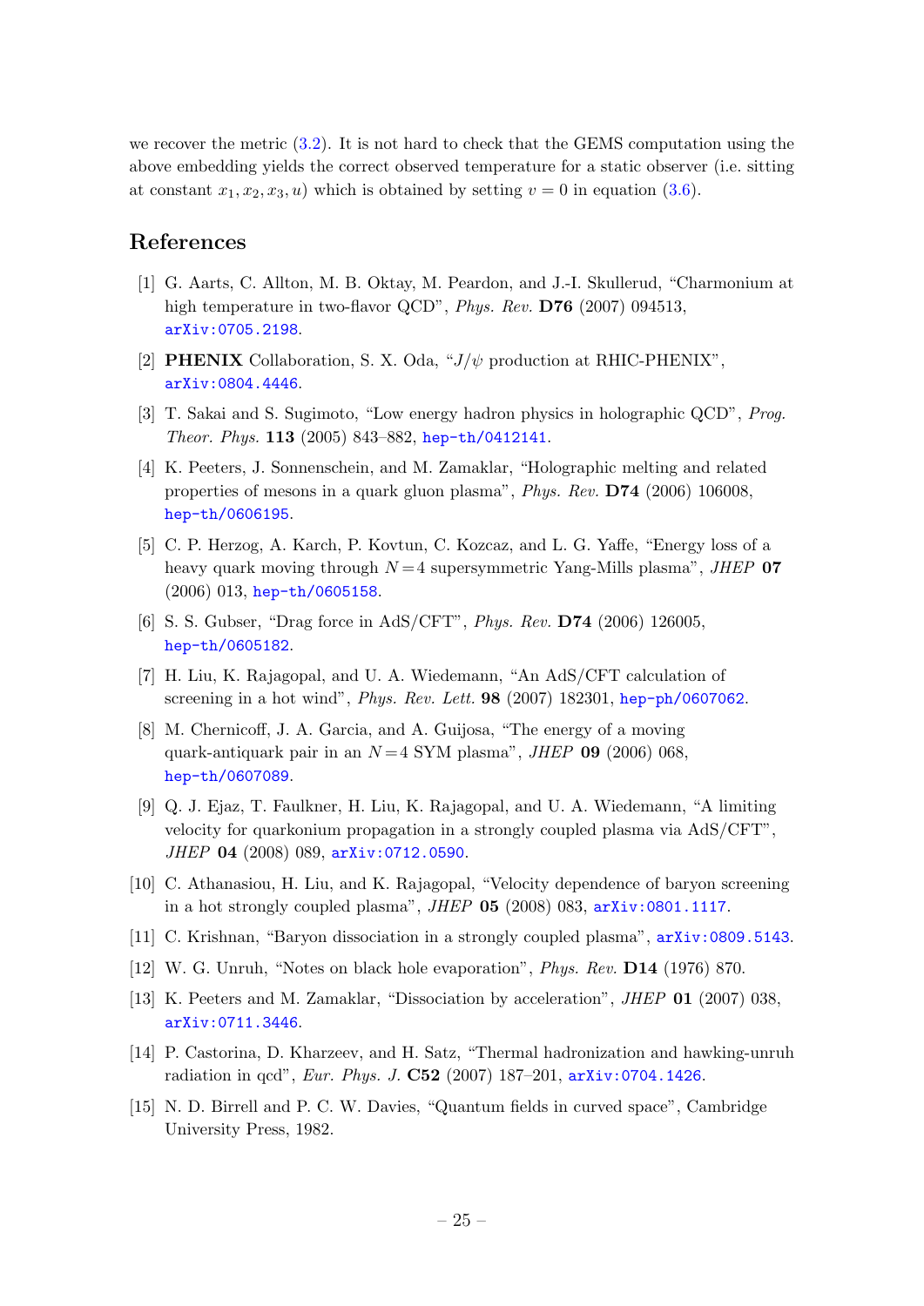we recover the metric (3.2). It is not hard to check that the GEMS computation using the above embedding yields the correct observed temperature for a static observer (i.e. sitting at constant $x_1, x_2, x_3, u$) which is obtained by setting $v = 0$ in equation (3.6).

## References

[1] G. Aarts, C. Allton, M. B. Oktay, M. Peardon, and J.-I. Skullerud, "Charmonium at high temperature in two-flavor QCD", *Phys. Rev.* **D76** (2007) 094513, arXiv:0705.2198.

[2] **PHENIX** Collaboration, S. X. Oda, "$J/\psi$ production at RHIC-PHENIX", arXiv:0804.4446.

[3] T. Sakai and S. Sugimoto, "Low energy hadron physics in holographic QCD", *Prog. Theor. Phys.* **113** (2005) 843–882, hep-th/0412141.

[4] K. Peeters, J. Sonnenschein, and M. Zamaklar, "Holographic melting and related properties of mesons in a quark gluon plasma", *Phys. Rev.* **D74** (2006) 106008, hep-th/0606195.

[5] C. P. Herzog, A. Karch, P. Kovtun, C. Kozcaz, and L. G. Yaffe, "Energy loss of a heavy quark moving through $N = 4$ supersymmetric Yang-Mills plasma", *JHEP* **07** (2006) 013, hep-th/0605158.

[6] S. S. Gubser, "Drag force in AdS/CFT", *Phys. Rev.* **D74** (2006) 126005, hep-th/0605182.

[7] H. Liu, K. Rajagopal, and U. A. Wiedemann, "An AdS/CFT calculation of screening in a hot wind", *Phys. Rev. Lett.* **98** (2007) 182301, hep-ph/0607062.

[8] M. Chernicoff, J. A. Garcia, and A. Guijosa, "The energy of a moving quark-antiquark pair in an $N = 4$ SYM plasma", *JHEP* **09** (2006) 068, hep-th/0607089.

[9] Q. J. Ejaz, T. Faulkner, H. Liu, K. Rajagopal, and U. A. Wiedemann, "A limiting velocity for quarkonium propagation in a strongly coupled plasma via AdS/CFT", *JHEP* **04** (2008) 089, arXiv:0712.0590.

[10] C. Athanasiou, H. Liu, and K. Rajagopal, "Velocity dependence of baryon screening in a hot strongly coupled plasma", *JHEP* **05** (2008) 083, arXiv:0801.1117.

[11] C. Krishnan, "Baryon dissociation in a strongly coupled plasma", arXiv:0809.5143.

[12] W. G. Unruh, "Notes on black hole evaporation", *Phys. Rev.* **D14** (1976) 870.

[13] K. Peeters and M. Zamaklar, "Dissociation by acceleration", *JHEP* **01** (2007) 038, arXiv:0711.3446.

[14] P. Castorina, D. Kharzeev, and H. Satz, "Thermal hadronization and hawking-unruh radiation in qcd", *Eur. Phys. J.* **C52** (2007) 187–201, arXiv:0704.1426.

[15] N. D. Birrell and P. C. W. Davies, "Quantum fields in curved space", Cambridge University Press, 1982.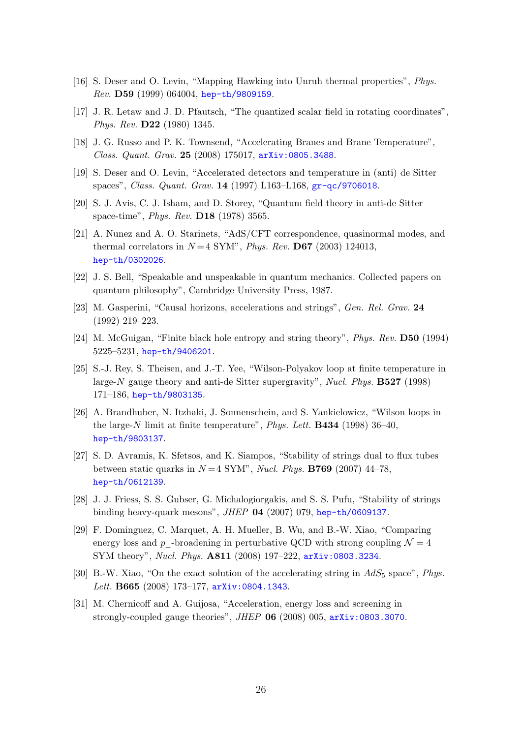[16] S. Deser and O. Levin, "Mapping Hawking into Unruh thermal properties", *Phys. Rev.* **D59** (1999) 064004, hep-th/9809159.

[17] J. R. Letaw and J. D. Pfautsch, "The quantized scalar field in rotating coordinates", *Phys. Rev.* **D22** (1980) 1345.

[18] J. G. Russo and P. K. Townsend, "Accelerating Branes and Brane Temperature", *Class. Quant. Grav.* **25** (2008) 175017, arXiv:0805.3488.

[19] S. Deser and O. Levin, "Accelerated detectors and temperature in (anti) de Sitter spaces", *Class. Quant. Grav.* **14** (1997) L163–L168, gr-qc/9706018.

[20] S. J. Avis, C. J. Isham, and D. Storey, "Quantum field theory in anti-de Sitter space-time", *Phys. Rev.* **D18** (1978) 3565.

[21] A. Nunez and A. O. Starinets, "AdS/CFT correspondence, quasinormal modes, and thermal correlators in $N=4$ SYM", *Phys. Rev.* **D67** (2003) 124013, hep-th/0302026.

[22] J. S. Bell, "Speakable and unspeakable in quantum mechanics. Collected papers on quantum philosophy", Cambridge University Press, 1987.

[23] M. Gasperini, "Causal horizons, accelerations and strings", *Gen. Rel. Grav.* **24** (1992) 219–223.

[24] M. McGuigan, "Finite black hole entropy and string theory", *Phys. Rev.* **D50** (1994) 5225–5231, hep-th/9406201.

[25] S.-J. Rey, S. Theisen, and J.-T. Yee, "Wilson-Polyakov loop at finite temperature in large-$N$ gauge theory and anti-de Sitter supergravity", *Nucl. Phys.* **B527** (1998) 171–186, hep-th/9803135.

[26] A. Brandhuber, N. Itzhaki, J. Sonnenschein, and S. Yankielowicz, "Wilson loops in the large-$N$ limit at finite temperature", *Phys. Lett.* **B434** (1998) 36–40, hep-th/9803137.

[27] S. D. Avramis, K. Sfetsos, and K. Siampos, "Stability of strings dual to flux tubes between static quarks in $N=4$ SYM", *Nucl. Phys.* **B769** (2007) 44–78, hep-th/0612139.

[28] J. J. Friess, S. S. Gubser, G. Michalogiorgakis, and S. S. Pufu, "Stability of strings binding heavy-quark mesons", *JHEP* **04** (2007) 079, hep-th/0609137.

[29] F. Dominguez, C. Marquet, A. H. Mueller, B. Wu, and B.-W. Xiao, "Comparing energy loss and $p_\perp$-broadening in perturbative QCD with strong coupling $\mathcal{N}=4$ SYM theory", *Nucl. Phys.* **A811** (2008) 197–222, arXiv:0803.3234.

[30] B.-W. Xiao, "On the exact solution of the accelerating string in $AdS_5$ space", *Phys. Lett.* **B665** (2008) 173–177, arXiv:0804.1343.

[31] M. Chernicoff and A. Guijosa, "Acceleration, energy loss and screening in strongly-coupled gauge theories", *JHEP* **06** (2008) 005, arXiv:0803.3070.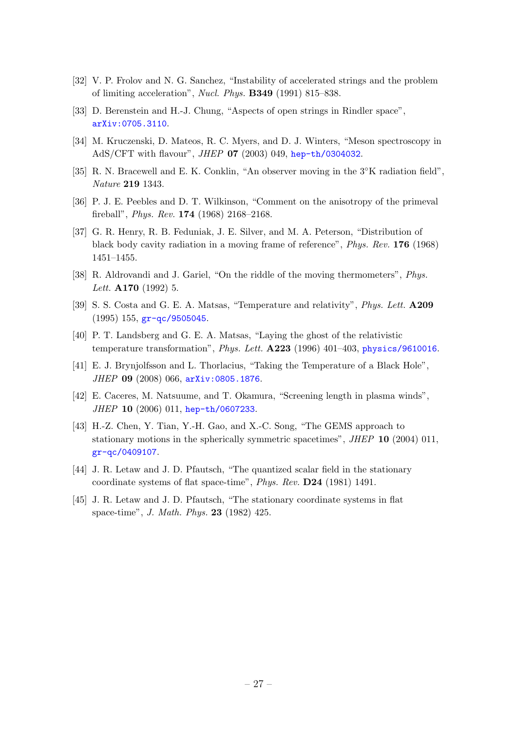[32] V. P. Frolov and N. G. Sanchez, “Instability of accelerated strings and the problem of limiting acceleration”, *Nucl. Phys.* **B349** (1991) 815–838.

[33] D. Berenstein and H.-J. Chung, “Aspects of open strings in Rindler space”, arXiv:0705.3110.

[34] M. Kruczenski, D. Mateos, R. C. Myers, and D. J. Winters, “Meson spectroscopy in AdS/CFT with flavour”, *JHEP* **07** (2003) 049, hep-th/0304032.

[35] R. N. Bracewell and E. K. Conklin, “An observer moving in the 3°K radiation field”, *Nature* **219** 1343.

[36] P. J. E. Peebles and D. T. Wilkinson, “Comment on the anisotropy of the primeval fireball”, *Phys. Rev.* **174** (1968) 2168–2168.

[37] G. R. Henry, R. B. Feduniak, J. E. Silver, and M. A. Peterson, “Distribution of black body cavity radiation in a moving frame of reference”, *Phys. Rev.* **176** (1968) 1451–1455.

[38] R. Aldrovandi and J. Gariel, “On the riddle of the moving thermometers”, *Phys. Lett.* **A170** (1992) 5.

[39] S. S. Costa and G. E. A. Matsas, “Temperature and relativity”, *Phys. Lett.* **A209** (1995) 155, gr-qc/9505045.

[40] P. T. Landsberg and G. E. A. Matsas, “Laying the ghost of the relativistic temperature transformation”, *Phys. Lett.* **A223** (1996) 401–403, physics/9610016.

[41] E. J. Brynjolfsson and L. Thorlacius, “Taking the Temperature of a Black Hole”, *JHEP* **09** (2008) 066, arXiv:0805.1876.

[42] E. Caceres, M. Natsuume, and T. Okamura, “Screening length in plasma winds”, *JHEP* **10** (2006) 011, hep-th/0607233.

[43] H.-Z. Chen, Y. Tian, Y.-H. Gao, and X.-C. Song, “The GEMS approach to stationary motions in the spherically symmetric spacetimes”, *JHEP* **10** (2004) 011, gr-qc/0409107.

[44] J. R. Letaw and J. D. Pfautsch, “The quantized scalar field in the stationary coordinate systems of flat space-time”, *Phys. Rev.* **D24** (1981) 1491.

[45] J. R. Letaw and J. D. Pfautsch, “The stationary coordinate systems in flat space-time”, *J. Math. Phys.* **23** (1982) 425.